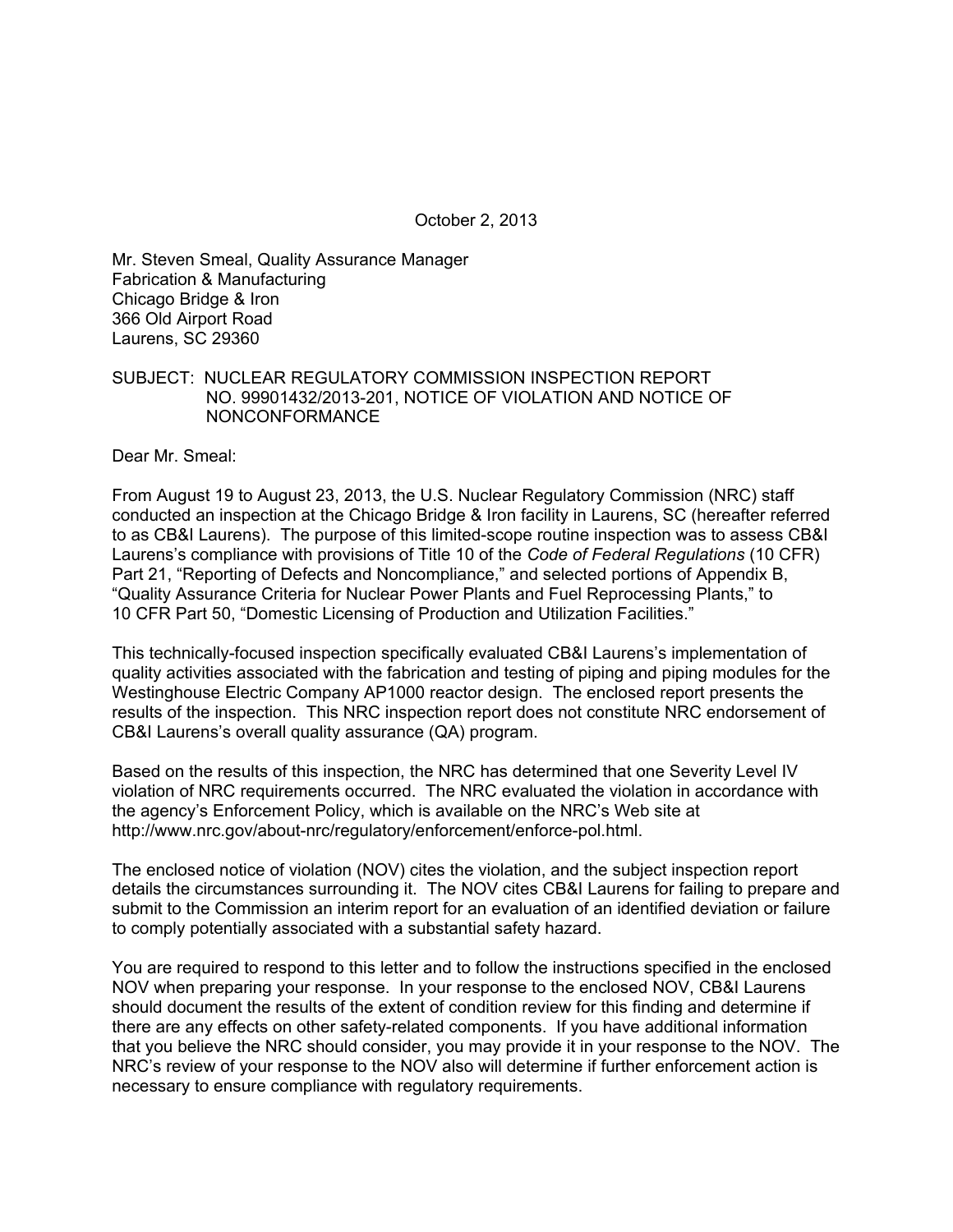October 2, 2013

Mr. Steven Smeal, Quality Assurance Manager
Fabrication & Manufacturing
Chicago Bridge & Iron
366 Old Airport Road
Laurens, SC 29360

SUBJECT: NUCLEAR REGULATORY COMMISSION INSPECTION REPORT NO. 99901432/2013-201, NOTICE OF VIOLATION AND NOTICE OF NONCONFORMANCE

Dear Mr. Smeal:

From August 19 to August 23, 2013, the U.S. Nuclear Regulatory Commission (NRC) staff conducted an inspection at the Chicago Bridge & Iron facility in Laurens, SC (hereafter referred to as CB&I Laurens). The purpose of this limited-scope routine inspection was to assess CB&I Laurens's compliance with provisions of Title 10 of the *Code of Federal Regulations* (10 CFR) Part 21, "Reporting of Defects and Noncompliance," and selected portions of Appendix B, "Quality Assurance Criteria for Nuclear Power Plants and Fuel Reprocessing Plants," to 10 CFR Part 50, "Domestic Licensing of Production and Utilization Facilities."

This technically-focused inspection specifically evaluated CB&I Laurens's implementation of quality activities associated with the fabrication and testing of piping and piping modules for the Westinghouse Electric Company AP1000 reactor design. The enclosed report presents the results of the inspection. This NRC inspection report does not constitute NRC endorsement of CB&I Laurens's overall quality assurance (QA) program.

Based on the results of this inspection, the NRC has determined that one Severity Level IV violation of NRC requirements occurred. The NRC evaluated the violation in accordance with the agency's Enforcement Policy, which is available on the NRC's Web site at http://www.nrc.gov/about-nrc/regulatory/enforcement/enforce-pol.html.

The enclosed notice of violation (NOV) cites the violation, and the subject inspection report details the circumstances surrounding it. The NOV cites CB&I Laurens for failing to prepare and submit to the Commission an interim report for an evaluation of an identified deviation or failure to comply potentially associated with a substantial safety hazard.

You are required to respond to this letter and to follow the instructions specified in the enclosed NOV when preparing your response. In your response to the enclosed NOV, CB&I Laurens should document the results of the extent of condition review for this finding and determine if there are any effects on other safety-related components. If you have additional information that you believe the NRC should consider, you may provide it in your response to the NOV. The NRC's review of your response to the NOV also will determine if further enforcement action is necessary to ensure compliance with regulatory requirements.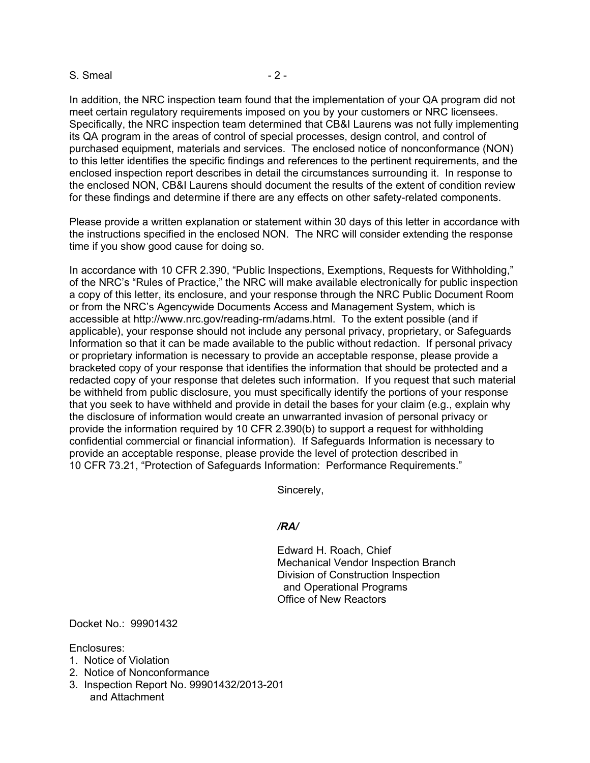In addition, the NRC inspection team found that the implementation of your QA program did not meet certain regulatory requirements imposed on you by your customers or NRC licensees. Specifically, the NRC inspection team determined that CB&I Laurens was not fully implementing its QA program in the areas of control of special processes, design control, and control of purchased equipment, materials and services. The enclosed notice of nonconformance (NON) to this letter identifies the specific findings and references to the pertinent requirements, and the enclosed inspection report describes in detail the circumstances surrounding it. In response to the enclosed NON, CB&I Laurens should document the results of the extent of condition review for these findings and determine if there are any effects on other safety-related components.

Please provide a written explanation or statement within 30 days of this letter in accordance with the instructions specified in the enclosed NON. The NRC will consider extending the response time if you show good cause for doing so.

In accordance with 10 CFR 2.390, "Public Inspections, Exemptions, Requests for Withholding," of the NRC's "Rules of Practice," the NRC will make available electronically for public inspection a copy of this letter, its enclosure, and your response through the NRC Public Document Room or from the NRC's Agencywide Documents Access and Management System, which is accessible at http://www.nrc.gov/reading-rm/adams.html. To the extent possible (and if applicable), your response should not include any personal privacy, proprietary, or Safeguards Information so that it can be made available to the public without redaction. If personal privacy or proprietary information is necessary to provide an acceptable response, please provide a bracketed copy of your response that identifies the information that should be protected and a redacted copy of your response that deletes such information. If you request that such material be withheld from public disclosure, you must specifically identify the portions of your response that you seek to have withheld and provide in detail the bases for your claim (e.g., explain why the disclosure of information would create an unwarranted invasion of personal privacy or provide the information required by 10 CFR 2.390(b) to support a request for withholding confidential commercial or financial information). If Safeguards Information is necessary to provide an acceptable response, please provide the level of protection described in 10 CFR 73.21, "Protection of Safeguards Information: Performance Requirements."

Sincerely,

***/RA/***

Edward H. Roach, Chief
Mechanical Vendor Inspection Branch
Division of Construction Inspection
and Operational Programs
Office of New Reactors

Docket No.: 99901432

Enclosures:
1. Notice of Violation
2. Notice of Nonconformance
3. Inspection Report No. 99901432/2013-201
   and Attachment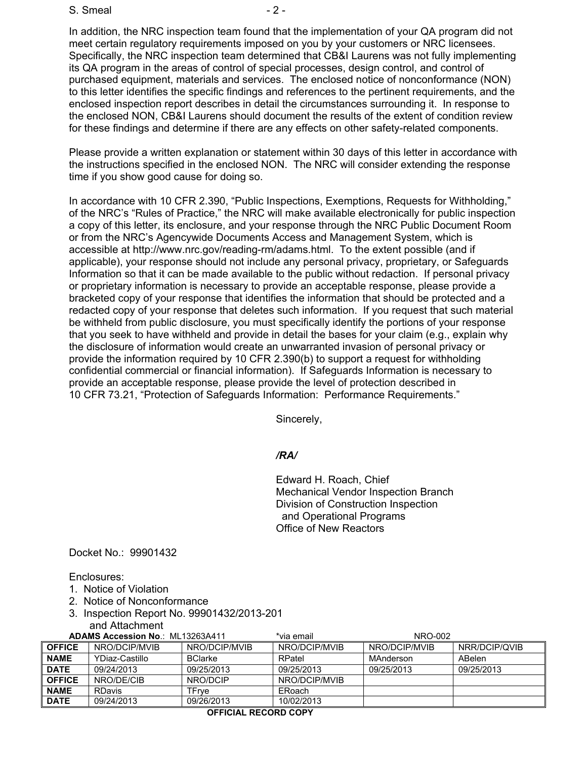In addition, the NRC inspection team found that the implementation of your QA program did not meet certain regulatory requirements imposed on you by your customers or NRC licensees. Specifically, the NRC inspection team determined that CB&I Laurens was not fully implementing its QA program in the areas of control of special processes, design control, and control of purchased equipment, materials and services. The enclosed notice of nonconformance (NON) to this letter identifies the specific findings and references to the pertinent requirements, and the enclosed inspection report describes in detail the circumstances surrounding it. In response to the enclosed NON, CB&I Laurens should document the results of the extent of condition review for these findings and determine if there are any effects on other safety-related components.

Please provide a written explanation or statement within 30 days of this letter in accordance with the instructions specified in the enclosed NON. The NRC will consider extending the response time if you show good cause for doing so.

In accordance with 10 CFR 2.390, "Public Inspections, Exemptions, Requests for Withholding," of the NRC's "Rules of Practice," the NRC will make available electronically for public inspection a copy of this letter, its enclosure, and your response through the NRC Public Document Room or from the NRC's Agencywide Documents Access and Management System, which is accessible at http://www.nrc.gov/reading-rm/adams.html. To the extent possible (and if applicable), your response should not include any personal privacy, proprietary, or Safeguards Information so that it can be made available to the public without redaction. If personal privacy or proprietary information is necessary to provide an acceptable response, please provide a bracketed copy of your response that identifies the information that should be protected and a redacted copy of your response that deletes such information. If you request that such material be withheld from public disclosure, you must specifically identify the portions of your response that you seek to have withheld and provide in detail the bases for your claim (e.g., explain why the disclosure of information would create an unwarranted invasion of personal privacy or provide the information required by 10 CFR 2.390(b) to support a request for withholding confidential commercial or financial information). If Safeguards Information is necessary to provide an acceptable response, please provide the level of protection described in 10 CFR 73.21, "Protection of Safeguards Information: Performance Requirements."

Sincerely,

*/RA/*

Edward H. Roach, Chief
Mechanical Vendor Inspection Branch
Division of Construction Inspection
and Operational Programs
Office of New Reactors

Docket No.: 99901432

Enclosures:
1. Notice of Violation
2. Notice of Nonconformance
3. Inspection Report No. 99901432/2013-201
   and Attachment

**ADAMS Accession No**.: ML13263A411 *via email NRO-002

| **OFFICE** | NRO/DCIP/MVIB | NRO/DCIP/MVIB | NRO/DCIP/MVIB | NRO/DCIP/MVIB | NRR/DCIP/QVIB |
|---|---|---|---|---|---|
| **NAME** | YDiaz-Castillo | BClarke | RPatel | MAnderson | ABelen |
| **DATE** | 09/24/2013 | 09/25/2013 | 09/25/2013 | 09/25/2013 | 09/25/2013 |
| **OFFICE** | NRO/DE/CIB | NRO/DCIP | NRO/DCIP/MVIB | | |
| **NAME** | RDavis | TFrye | ERoach | | |
| **DATE** | 09/24/2013 | 09/26/2013 | 10/02/2013 | | |

**OFFICIAL RECORD COPY**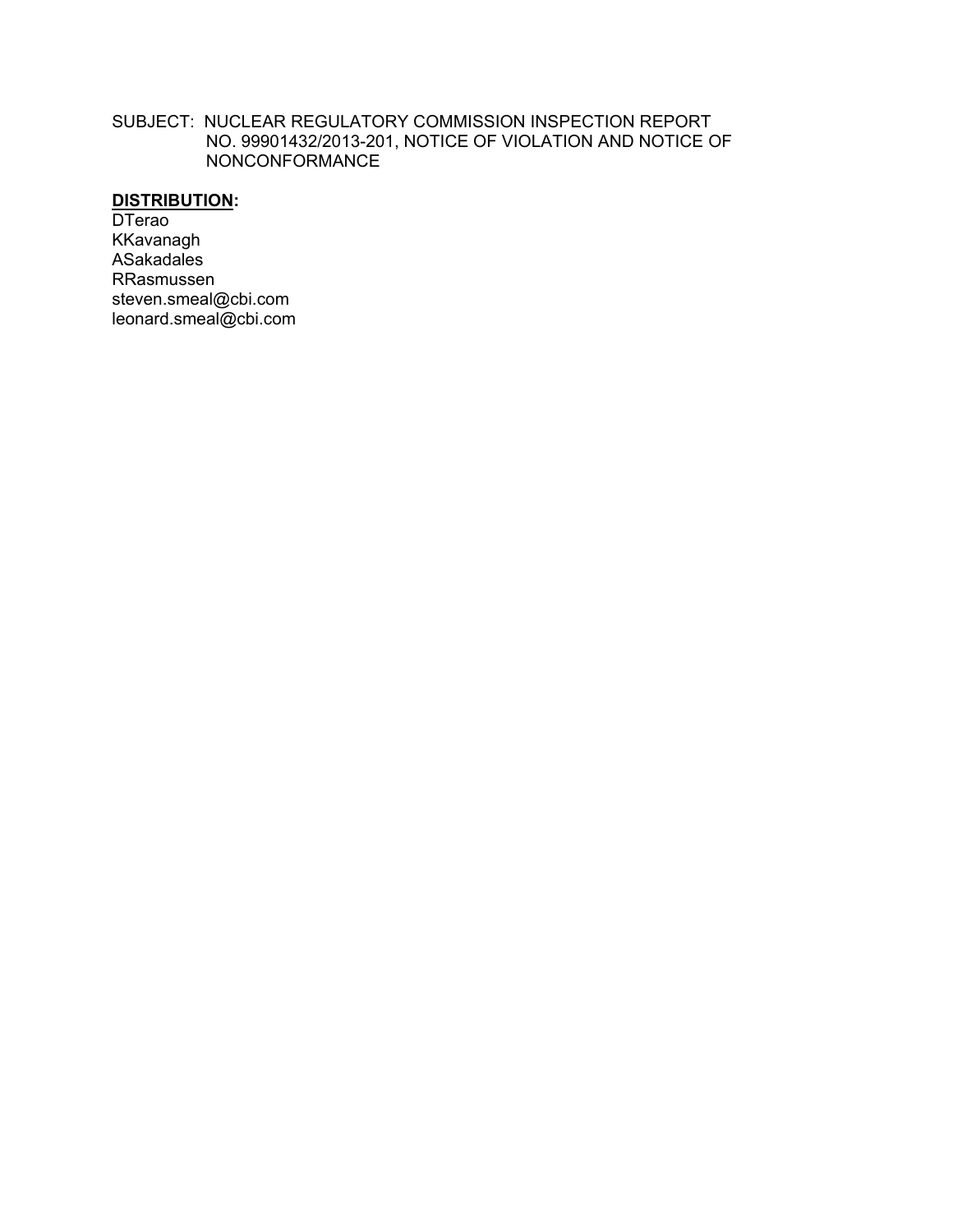SUBJECT: NUCLEAR REGULATORY COMMISSION INSPECTION REPORT NO. 99901432/2013-201, NOTICE OF VIOLATION AND NOTICE OF NONCONFORMANCE

**DISTRIBUTION:**

DTerao
KKavanagh
ASakadales
RRasmussen
steven.smeal@cbi.com
leonard.smeal@cbi.com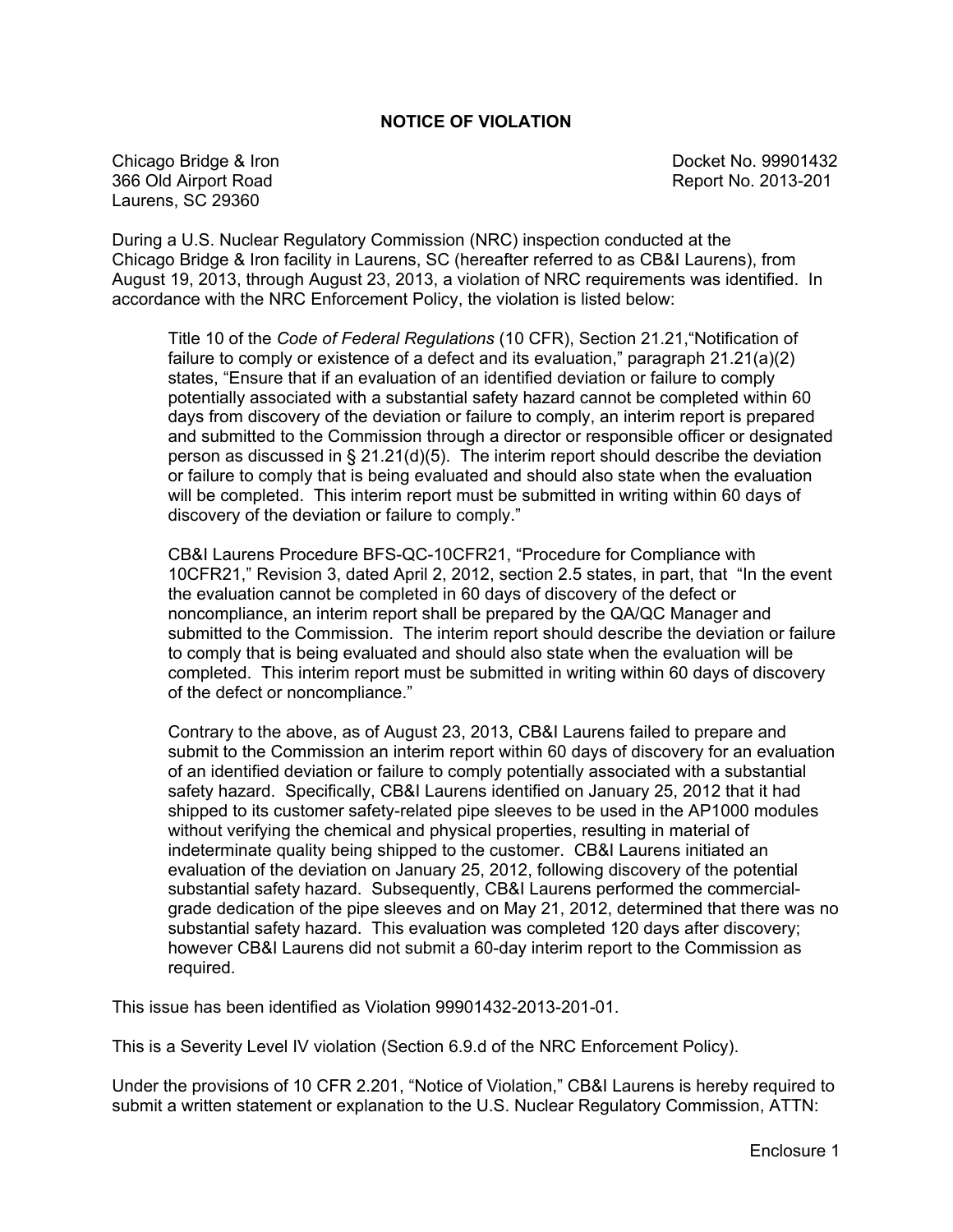## NOTICE OF VIOLATION

Chicago Bridge & Iron
366 Old Airport Road
Laurens, SC 29360

Docket No. 99901432
Report No. 2013-201

During a U.S. Nuclear Regulatory Commission (NRC) inspection conducted at the Chicago Bridge & Iron facility in Laurens, SC (hereafter referred to as CB&I Laurens), from August 19, 2013, through August 23, 2013, a violation of NRC requirements was identified. In accordance with the NRC Enforcement Policy, the violation is listed below:

> Title 10 of the *Code of Federal Regulations* (10 CFR), Section 21.21,"Notification of failure to comply or existence of a defect and its evaluation," paragraph 21.21(a)(2) states, "Ensure that if an evaluation of an identified deviation or failure to comply potentially associated with a substantial safety hazard cannot be completed within 60 days from discovery of the deviation or failure to comply, an interim report is prepared and submitted to the Commission through a director or responsible officer or designated person as discussed in § 21.21(d)(5). The interim report should describe the deviation or failure to comply that is being evaluated and should also state when the evaluation will be completed. This interim report must be submitted in writing within 60 days of discovery of the deviation or failure to comply."
>
> CB&I Laurens Procedure BFS-QC-10CFR21, "Procedure for Compliance with 10CFR21," Revision 3, dated April 2, 2012, section 2.5 states, in part, that "In the event the evaluation cannot be completed in 60 days of discovery of the defect or noncompliance, an interim report shall be prepared by the QA/QC Manager and submitted to the Commission. The interim report should describe the deviation or failure to comply that is being evaluated and should also state when the evaluation will be completed. This interim report must be submitted in writing within 60 days of discovery of the defect or noncompliance."
>
> Contrary to the above, as of August 23, 2013, CB&I Laurens failed to prepare and submit to the Commission an interim report within 60 days of discovery for an evaluation of an identified deviation or failure to comply potentially associated with a substantial safety hazard. Specifically, CB&I Laurens identified on January 25, 2012 that it had shipped to its customer safety-related pipe sleeves to be used in the AP1000 modules without verifying the chemical and physical properties, resulting in material of indeterminate quality being shipped to the customer. CB&I Laurens initiated an evaluation of the deviation on January 25, 2012, following discovery of the potential substantial safety hazard. Subsequently, CB&I Laurens performed the commercial-grade dedication of the pipe sleeves and on May 21, 2012, determined that there was no substantial safety hazard. This evaluation was completed 120 days after discovery; however CB&I Laurens did not submit a 60-day interim report to the Commission as required.

This issue has been identified as Violation 99901432-2013-201-01.

This is a Severity Level IV violation (Section 6.9.d of the NRC Enforcement Policy).

Under the provisions of 10 CFR 2.201, "Notice of Violation," CB&I Laurens is hereby required to submit a written statement or explanation to the U.S. Nuclear Regulatory Commission, ATTN:

Enclosure 1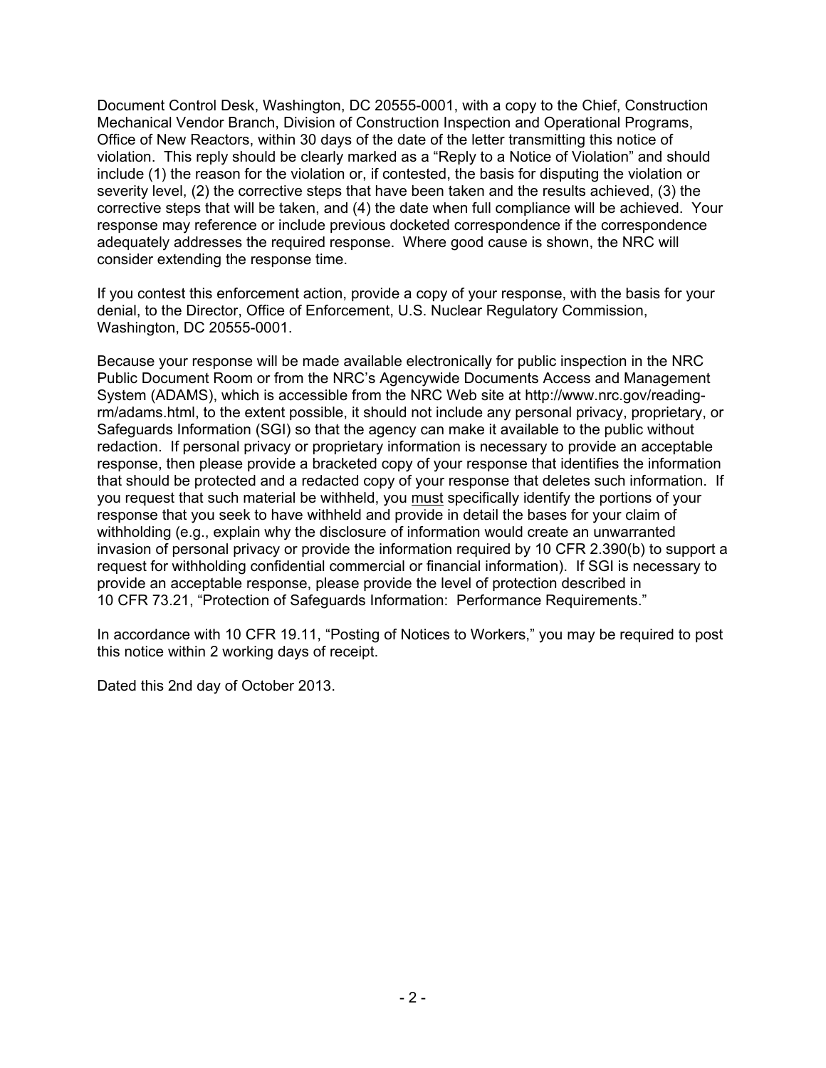Document Control Desk, Washington, DC 20555-0001, with a copy to the Chief, Construction Mechanical Vendor Branch, Division of Construction Inspection and Operational Programs, Office of New Reactors, within 30 days of the date of the letter transmitting this notice of violation. This reply should be clearly marked as a "Reply to a Notice of Violation" and should include (1) the reason for the violation or, if contested, the basis for disputing the violation or severity level, (2) the corrective steps that have been taken and the results achieved, (3) the corrective steps that will be taken, and (4) the date when full compliance will be achieved. Your response may reference or include previous docketed correspondence if the correspondence adequately addresses the required response. Where good cause is shown, the NRC will consider extending the response time.

If you contest this enforcement action, provide a copy of your response, with the basis for your denial, to the Director, Office of Enforcement, U.S. Nuclear Regulatory Commission, Washington, DC 20555-0001.

Because your response will be made available electronically for public inspection in the NRC Public Document Room or from the NRC's Agencywide Documents Access and Management System (ADAMS), which is accessible from the NRC Web site at http://www.nrc.gov/reading-rm/adams.html, to the extent possible, it should not include any personal privacy, proprietary, or Safeguards Information (SGI) so that the agency can make it available to the public without redaction. If personal privacy or proprietary information is necessary to provide an acceptable response, then please provide a bracketed copy of your response that identifies the information that should be protected and a redacted copy of your response that deletes such information. If you request that such material be withheld, you <u>must</u> specifically identify the portions of your response that you seek to have withheld and provide in detail the bases for your claim of withholding (e.g., explain why the disclosure of information would create an unwarranted invasion of personal privacy or provide the information required by 10 CFR 2.390(b) to support a request for withholding confidential commercial or financial information). If SGI is necessary to provide an acceptable response, please provide the level of protection described in 10 CFR 73.21, "Protection of Safeguards Information: Performance Requirements."

In accordance with 10 CFR 19.11, "Posting of Notices to Workers," you may be required to post this notice within 2 working days of receipt.

Dated this 2nd day of October 2013.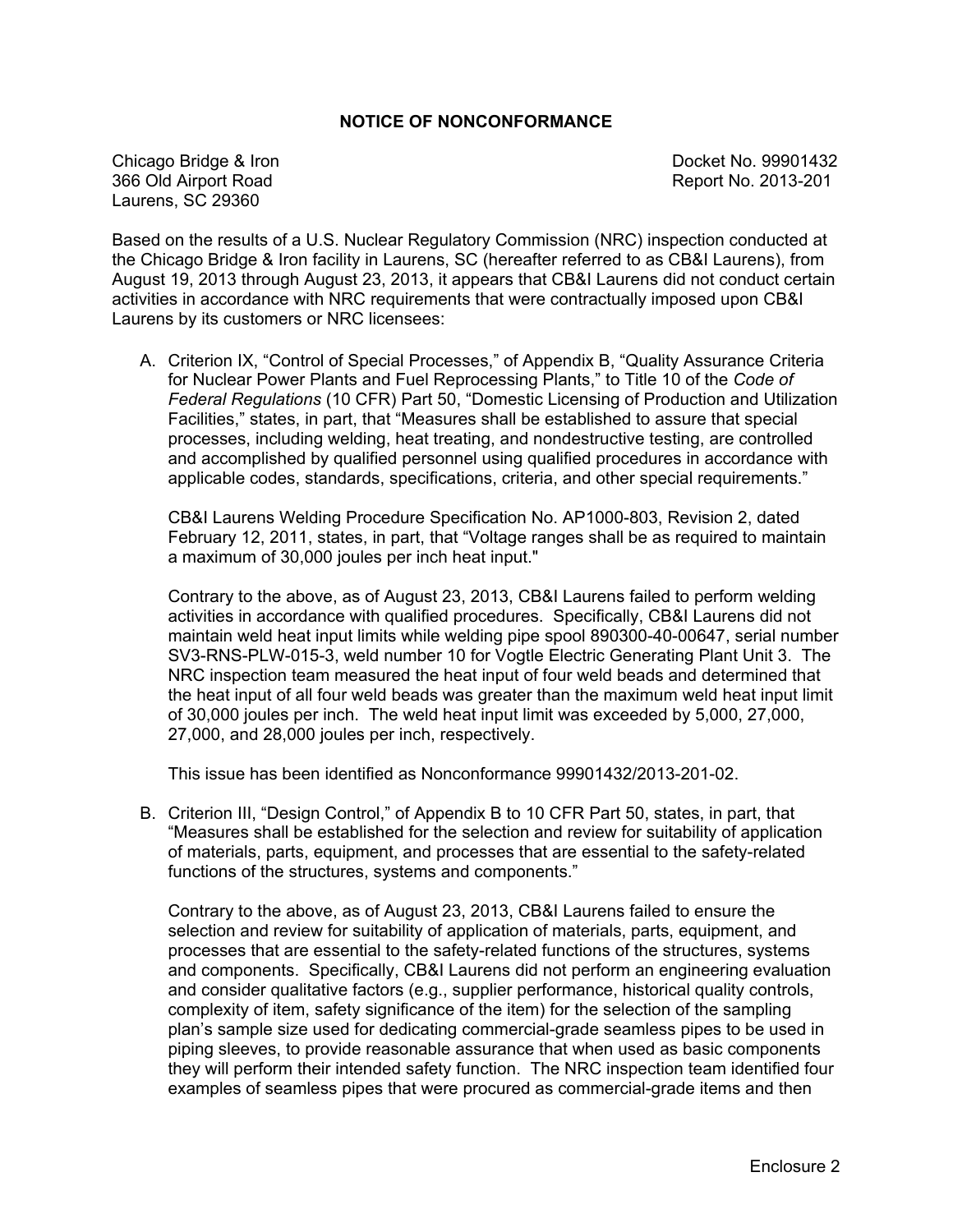## NOTICE OF NONCONFORMANCE

Chicago Bridge & Iron
366 Old Airport Road
Laurens, SC 29360

Docket No. 99901432
Report No. 2013-201

Based on the results of a U.S. Nuclear Regulatory Commission (NRC) inspection conducted at the Chicago Bridge & Iron facility in Laurens, SC (hereafter referred to as CB&I Laurens), from August 19, 2013 through August 23, 2013, it appears that CB&I Laurens did not conduct certain activities in accordance with NRC requirements that were contractually imposed upon CB&I Laurens by its customers or NRC licensees:

A. Criterion IX, "Control of Special Processes," of Appendix B, "Quality Assurance Criteria for Nuclear Power Plants and Fuel Reprocessing Plants," to Title 10 of the *Code of Federal Regulations* (10 CFR) Part 50, "Domestic Licensing of Production and Utilization Facilities," states, in part, that "Measures shall be established to assure that special processes, including welding, heat treating, and nondestructive testing, are controlled and accomplished by qualified personnel using qualified procedures in accordance with applicable codes, standards, specifications, criteria, and other special requirements."

   CB&I Laurens Welding Procedure Specification No. AP1000-803, Revision 2, dated February 12, 2011, states, in part, that "Voltage ranges shall be as required to maintain a maximum of 30,000 joules per inch heat input."

   Contrary to the above, as of August 23, 2013, CB&I Laurens failed to perform welding activities in accordance with qualified procedures. Specifically, CB&I Laurens did not maintain weld heat input limits while welding pipe spool 890300-40-00647, serial number SV3-RNS-PLW-015-3, weld number 10 for Vogtle Electric Generating Plant Unit 3. The NRC inspection team measured the heat input of four weld beads and determined that the heat input of all four weld beads was greater than the maximum weld heat input limit of 30,000 joules per inch. The weld heat input limit was exceeded by 5,000, 27,000, 27,000, and 28,000 joules per inch, respectively.

   This issue has been identified as Nonconformance 99901432/2013-201-02.

B. Criterion III, "Design Control," of Appendix B to 10 CFR Part 50, states, in part, that "Measures shall be established for the selection and review for suitability of application of materials, parts, equipment, and processes that are essential to the safety-related functions of the structures, systems and components."

   Contrary to the above, as of August 23, 2013, CB&I Laurens failed to ensure the selection and review for suitability of application of materials, parts, equipment, and processes that are essential to the safety-related functions of the structures, systems and components. Specifically, CB&I Laurens did not perform an engineering evaluation and consider qualitative factors (e.g., supplier performance, historical quality controls, complexity of item, safety significance of the item) for the selection of the sampling plan's sample size used for dedicating commercial-grade seamless pipes to be used in piping sleeves, to provide reasonable assurance that when used as basic components they will perform their intended safety function. The NRC inspection team identified four examples of seamless pipes that were procured as commercial-grade items and then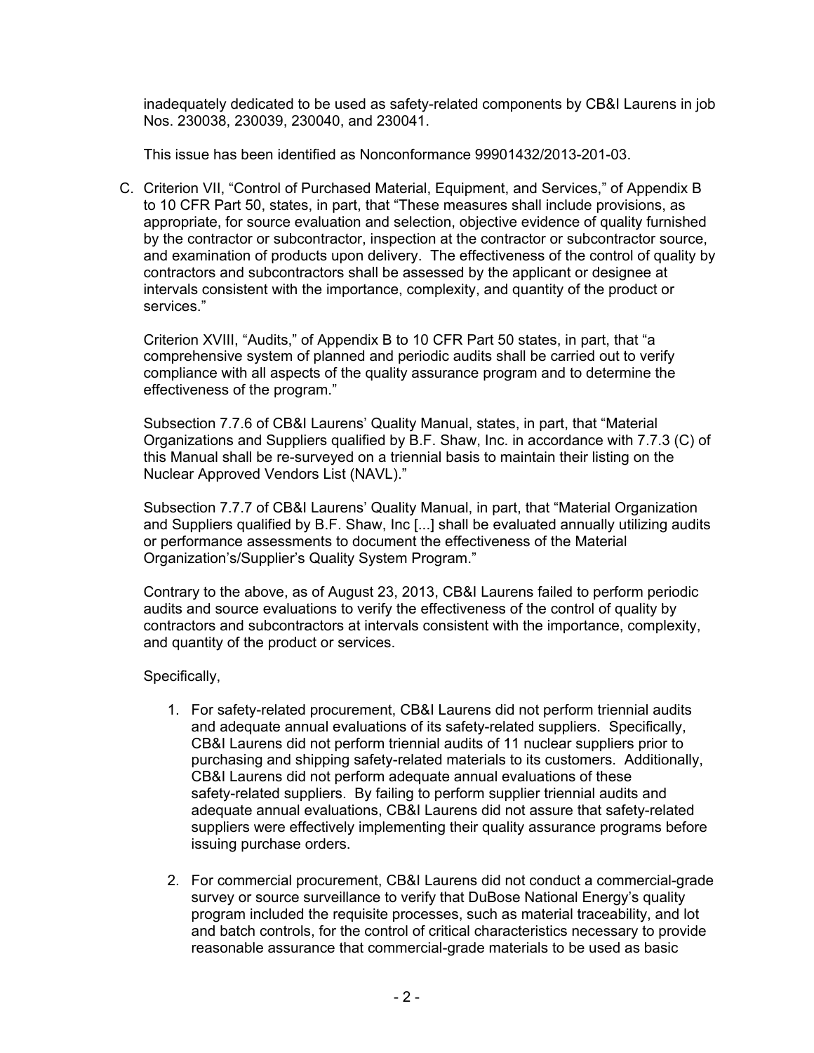inadequately dedicated to be used as safety-related components by CB&I Laurens in job Nos. 230038, 230039, 230040, and 230041.

This issue has been identified as Nonconformance 99901432/2013-201-03.

C. Criterion VII, "Control of Purchased Material, Equipment, and Services," of Appendix B to 10 CFR Part 50, states, in part, that "These measures shall include provisions, as appropriate, for source evaluation and selection, objective evidence of quality furnished by the contractor or subcontractor, inspection at the contractor or subcontractor source, and examination of products upon delivery. The effectiveness of the control of quality by contractors and subcontractors shall be assessed by the applicant or designee at intervals consistent with the importance, complexity, and quantity of the product or services."

   Criterion XVIII, "Audits," of Appendix B to 10 CFR Part 50 states, in part, that "a comprehensive system of planned and periodic audits shall be carried out to verify compliance with all aspects of the quality assurance program and to determine the effectiveness of the program."

   Subsection 7.7.6 of CB&I Laurens' Quality Manual, states, in part, that "Material Organizations and Suppliers qualified by B.F. Shaw, Inc. in accordance with 7.7.3 (C) of this Manual shall be re-surveyed on a triennial basis to maintain their listing on the Nuclear Approved Vendors List (NAVL)."

   Subsection 7.7.7 of CB&I Laurens' Quality Manual, in part, that "Material Organization and Suppliers qualified by B.F. Shaw, Inc [...] shall be evaluated annually utilizing audits or performance assessments to document the effectiveness of the Material Organization's/Supplier's Quality System Program."

   Contrary to the above, as of August 23, 2013, CB&I Laurens failed to perform periodic audits and source evaluations to verify the effectiveness of the control of quality by contractors and subcontractors at intervals consistent with the importance, complexity, and quantity of the product or services.

   Specifically,

   1. For safety-related procurement, CB&I Laurens did not perform triennial audits and adequate annual evaluations of its safety-related suppliers. Specifically, CB&I Laurens did not perform triennial audits of 11 nuclear suppliers prior to purchasing and shipping safety-related materials to its customers. Additionally, CB&I Laurens did not perform adequate annual evaluations of these safety-related suppliers. By failing to perform supplier triennial audits and adequate annual evaluations, CB&I Laurens did not assure that safety-related suppliers were effectively implementing their quality assurance programs before issuing purchase orders.

   2. For commercial procurement, CB&I Laurens did not conduct a commercial-grade survey or source surveillance to verify that DuBose National Energy's quality program included the requisite processes, such as material traceability, and lot and batch controls, for the control of critical characteristics necessary to provide reasonable assurance that commercial-grade materials to be used as basic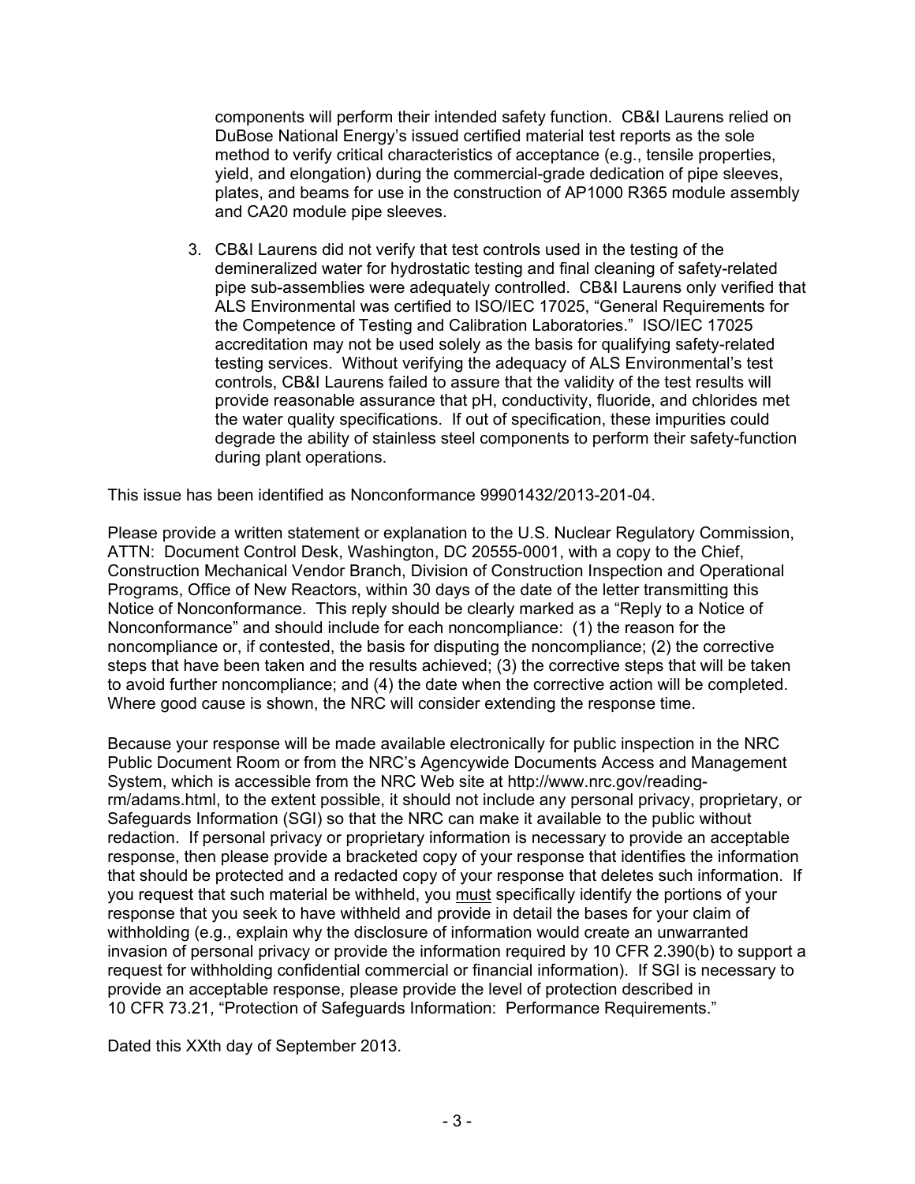components will perform their intended safety function. CB&I Laurens relied on DuBose National Energy's issued certified material test reports as the sole method to verify critical characteristics of acceptance (e.g., tensile properties, yield, and elongation) during the commercial-grade dedication of pipe sleeves, plates, and beams for use in the construction of AP1000 R365 module assembly and CA20 module pipe sleeves.

3. CB&I Laurens did not verify that test controls used in the testing of the demineralized water for hydrostatic testing and final cleaning of safety-related pipe sub-assemblies were adequately controlled. CB&I Laurens only verified that ALS Environmental was certified to ISO/IEC 17025, "General Requirements for the Competence of Testing and Calibration Laboratories." ISO/IEC 17025 accreditation may not be used solely as the basis for qualifying safety-related testing services. Without verifying the adequacy of ALS Environmental's test controls, CB&I Laurens failed to assure that the validity of the test results will provide reasonable assurance that pH, conductivity, fluoride, and chlorides met the water quality specifications. If out of specification, these impurities could degrade the ability of stainless steel components to perform their safety-function during plant operations.

This issue has been identified as Nonconformance 99901432/2013-201-04.

Please provide a written statement or explanation to the U.S. Nuclear Regulatory Commission, ATTN: Document Control Desk, Washington, DC 20555-0001, with a copy to the Chief, Construction Mechanical Vendor Branch, Division of Construction Inspection and Operational Programs, Office of New Reactors, within 30 days of the date of the letter transmitting this Notice of Nonconformance. This reply should be clearly marked as a "Reply to a Notice of Nonconformance" and should include for each noncompliance: (1) the reason for the noncompliance or, if contested, the basis for disputing the noncompliance; (2) the corrective steps that have been taken and the results achieved; (3) the corrective steps that will be taken to avoid further noncompliance; and (4) the date when the corrective action will be completed. Where good cause is shown, the NRC will consider extending the response time.

Because your response will be made available electronically for public inspection in the NRC Public Document Room or from the NRC's Agencywide Documents Access and Management System, which is accessible from the NRC Web site at http://www.nrc.gov/reading-rm/adams.html, to the extent possible, it should not include any personal privacy, proprietary, or Safeguards Information (SGI) so that the NRC can make it available to the public without redaction. If personal privacy or proprietary information is necessary to provide an acceptable response, then please provide a bracketed copy of your response that identifies the information that should be protected and a redacted copy of your response that deletes such information. If you request that such material be withheld, you <u>must</u> specifically identify the portions of your response that you seek to have withheld and provide in detail the bases for your claim of withholding (e.g., explain why the disclosure of information would create an unwarranted invasion of personal privacy or provide the information required by 10 CFR 2.390(b) to support a request for withholding confidential commercial or financial information). If SGI is necessary to provide an acceptable response, please provide the level of protection described in 10 CFR 73.21, "Protection of Safeguards Information: Performance Requirements."

Dated this XXth day of September 2013.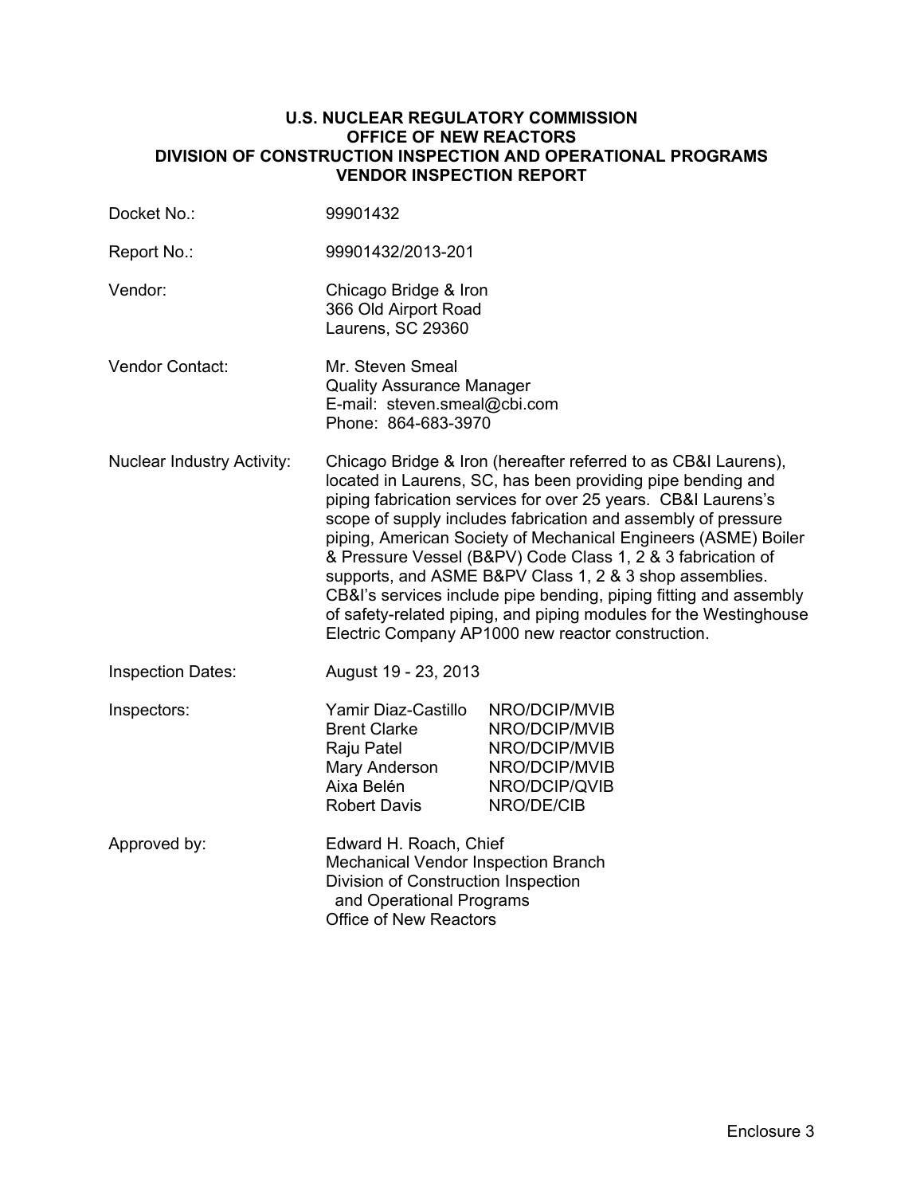**U.S. NUCLEAR REGULATORY COMMISSION**
**OFFICE OF NEW REACTORS**
**DIVISION OF CONSTRUCTION INSPECTION AND OPERATIONAL PROGRAMS**
**VENDOR INSPECTION REPORT**

| | |
|---|---|
| Docket No.: | 99901432 |
| Report No.: | 99901432/2013-201 |
| Vendor: | Chicago Bridge & Iron<br>366 Old Airport Road<br>Laurens, SC 29360 |
| Vendor Contact: | Mr. Steven Smeal<br>Quality Assurance Manager<br>E-mail: steven.smeal@cbi.com<br>Phone: 864-683-3970 |
| Nuclear Industry Activity: | Chicago Bridge & Iron (hereafter referred to as CB&I Laurens), located in Laurens, SC, has been providing pipe bending and piping fabrication services for over 25 years. CB&I Laurens's scope of supply includes fabrication and assembly of pressure piping, American Society of Mechanical Engineers (ASME) Boiler & Pressure Vessel (B&PV) Code Class 1, 2 & 3 fabrication of supports, and ASME B&PV Class 1, 2 & 3 shop assemblies. CB&I's services include pipe bending, piping fitting and assembly of safety-related piping, and piping modules for the Westinghouse Electric Company AP1000 new reactor construction. |
| Inspection Dates: | August 19 - 23, 2013 |
| Inspectors: | Yamir Diaz-Castillo NRO/DCIP/MVIB<br>Brent Clarke NRO/DCIP/MVIB<br>Raju Patel NRO/DCIP/MVIB<br>Mary Anderson NRO/DCIP/MVIB<br>Aixa Belén NRO/DCIP/QVIB<br>Robert Davis NRO/DE/CIB |
| Approved by: | Edward H. Roach, Chief<br>Mechanical Vendor Inspection Branch<br>Division of Construction Inspection and Operational Programs<br>Office of New Reactors |

Enclosure 3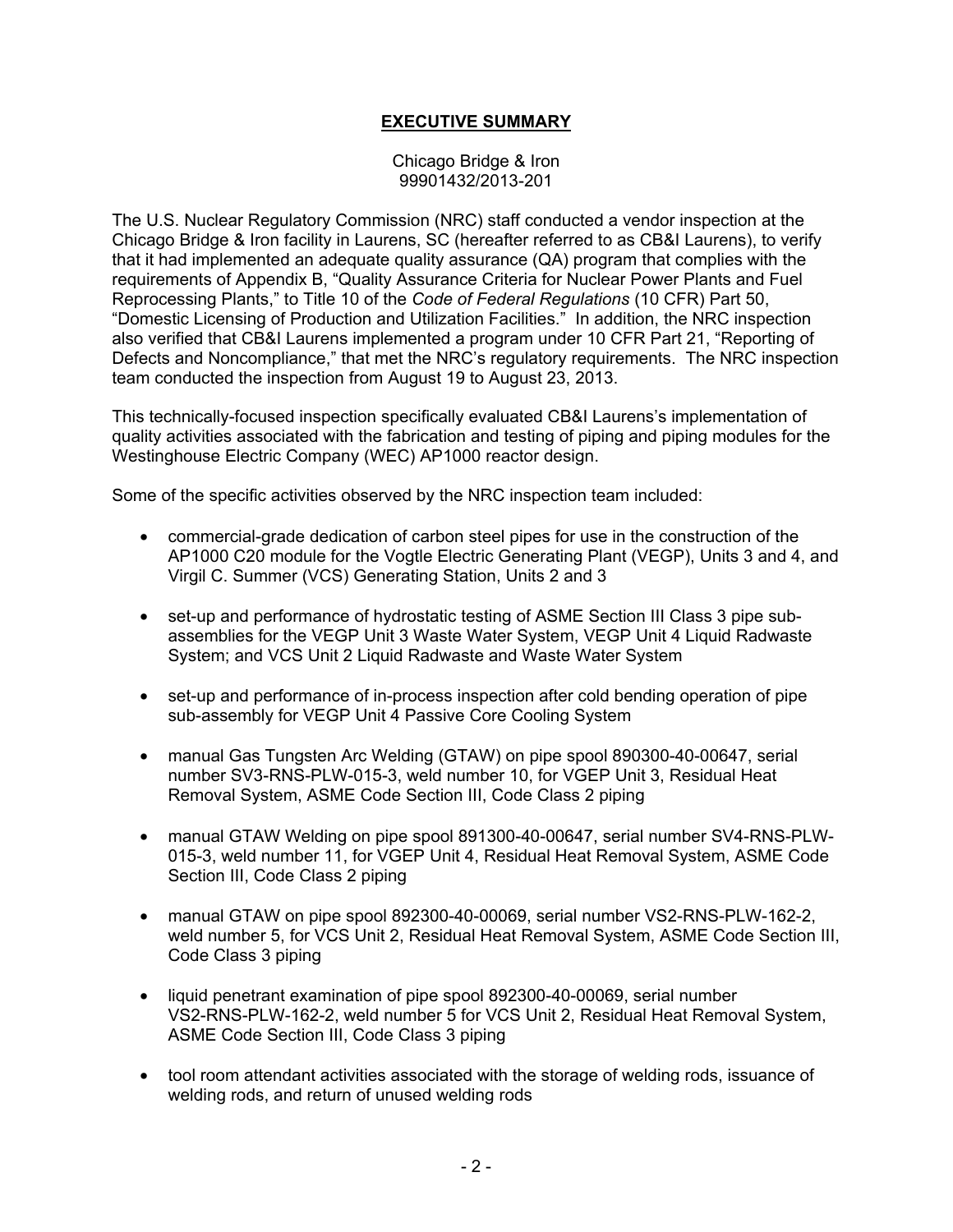## EXECUTIVE SUMMARY

Chicago Bridge & Iron
99901432/2013-201

The U.S. Nuclear Regulatory Commission (NRC) staff conducted a vendor inspection at the Chicago Bridge & Iron facility in Laurens, SC (hereafter referred to as CB&I Laurens), to verify that it had implemented an adequate quality assurance (QA) program that complies with the requirements of Appendix B, "Quality Assurance Criteria for Nuclear Power Plants and Fuel Reprocessing Plants," to Title 10 of the *Code of Federal Regulations* (10 CFR) Part 50, "Domestic Licensing of Production and Utilization Facilities." In addition, the NRC inspection also verified that CB&I Laurens implemented a program under 10 CFR Part 21, "Reporting of Defects and Noncompliance," that met the NRC's regulatory requirements. The NRC inspection team conducted the inspection from August 19 to August 23, 2013.

This technically-focused inspection specifically evaluated CB&I Laurens's implementation of quality activities associated with the fabrication and testing of piping and piping modules for the Westinghouse Electric Company (WEC) AP1000 reactor design.

Some of the specific activities observed by the NRC inspection team included:

- commercial-grade dedication of carbon steel pipes for use in the construction of the AP1000 C20 module for the Vogtle Electric Generating Plant (VEGP), Units 3 and 4, and Virgil C. Summer (VCS) Generating Station, Units 2 and 3
- set-up and performance of hydrostatic testing of ASME Section III Class 3 pipe sub-assemblies for the VEGP Unit 3 Waste Water System, VEGP Unit 4 Liquid Radwaste System; and VCS Unit 2 Liquid Radwaste and Waste Water System
- set-up and performance of in-process inspection after cold bending operation of pipe sub-assembly for VEGP Unit 4 Passive Core Cooling System
- manual Gas Tungsten Arc Welding (GTAW) on pipe spool 890300-40-00647, serial number SV3-RNS-PLW-015-3, weld number 10, for VGEP Unit 3, Residual Heat Removal System, ASME Code Section III, Code Class 2 piping
- manual GTAW Welding on pipe spool 891300-40-00647, serial number SV4-RNS-PLW-015-3, weld number 11, for VGEP Unit 4, Residual Heat Removal System, ASME Code Section III, Code Class 2 piping
- manual GTAW on pipe spool 892300-40-00069, serial number VS2-RNS-PLW-162-2, weld number 5, for VCS Unit 2, Residual Heat Removal System, ASME Code Section III, Code Class 3 piping
- liquid penetrant examination of pipe spool 892300-40-00069, serial number VS2-RNS-PLW-162-2, weld number 5 for VCS Unit 2, Residual Heat Removal System, ASME Code Section III, Code Class 3 piping
- tool room attendant activities associated with the storage of welding rods, issuance of welding rods, and return of unused welding rods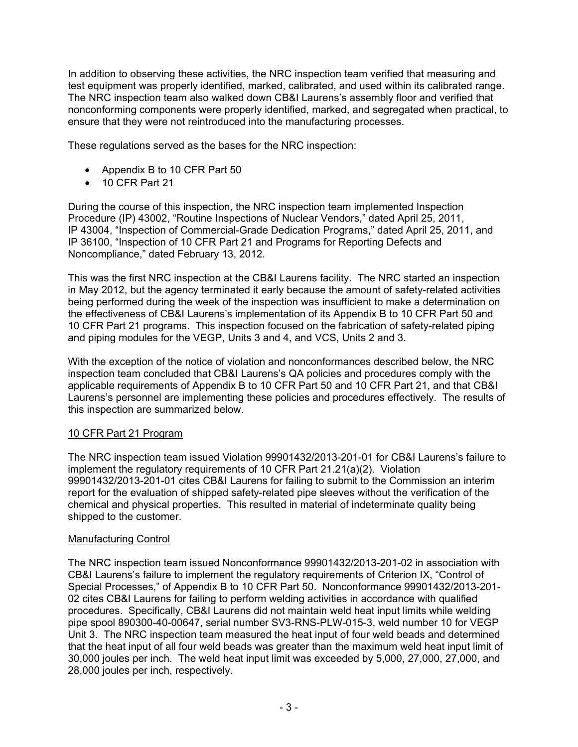In addition to observing these activities, the NRC inspection team verified that measuring and test equipment was properly identified, marked, calibrated, and used within its calibrated range. The NRC inspection team also walked down CB&I Laurens's assembly floor and verified that nonconforming components were properly identified, marked, and segregated when practical, to ensure that they were not reintroduced into the manufacturing processes.

These regulations served as the bases for the NRC inspection:

- Appendix B to 10 CFR Part 50
- 10 CFR Part 21

During the course of this inspection, the NRC inspection team implemented Inspection Procedure (IP) 43002, "Routine Inspections of Nuclear Vendors," dated April 25, 2011, IP 43004, "Inspection of Commercial-Grade Dedication Programs," dated April 25, 2011, and IP 36100, "Inspection of 10 CFR Part 21 and Programs for Reporting Defects and Noncompliance," dated February 13, 2012.

This was the first NRC inspection at the CB&I Laurens facility. The NRC started an inspection in May 2012, but the agency terminated it early because the amount of safety-related activities being performed during the week of the inspection was insufficient to make a determination on the effectiveness of CB&I Laurens's implementation of its Appendix B to 10 CFR Part 50 and 10 CFR Part 21 programs. This inspection focused on the fabrication of safety-related piping and piping modules for the VEGP, Units 3 and 4, and VCS, Units 2 and 3.

With the exception of the notice of violation and nonconformances described below, the NRC inspection team concluded that CB&I Laurens's QA policies and procedures comply with the applicable requirements of Appendix B to 10 CFR Part 50 and 10 CFR Part 21, and that CB&I Laurens's personnel are implementing these policies and procedures effectively. The results of this inspection are summarized below.

## 10 CFR Part 21 Program

The NRC inspection team issued Violation 99901432/2013-201-01 for CB&I Laurens's failure to implement the regulatory requirements of 10 CFR Part 21.21(a)(2). Violation 99901432/2013-201-01 cites CB&I Laurens for failing to submit to the Commission an interim report for the evaluation of shipped safety-related pipe sleeves without the verification of the chemical and physical properties. This resulted in material of indeterminate quality being shipped to the customer.

## Manufacturing Control

The NRC inspection team issued Nonconformance 99901432/2013-201-02 in association with CB&I Laurens's failure to implement the regulatory requirements of Criterion IX, "Control of Special Processes," of Appendix B to 10 CFR Part 50. Nonconformance 99901432/2013-201-02 cites CB&I Laurens for failing to perform welding activities in accordance with qualified procedures. Specifically, CB&I Laurens did not maintain weld heat input limits while welding pipe spool 890300-40-00647, serial number SV3-RNS-PLW-015-3, weld number 10 for VEGP Unit 3. The NRC inspection team measured the heat input of four weld beads and determined that the heat input of all four weld beads was greater than the maximum weld heat input limit of 30,000 joules per inch. The weld heat input limit was exceeded by 5,000, 27,000, 27,000, and 28,000 joules per inch, respectively.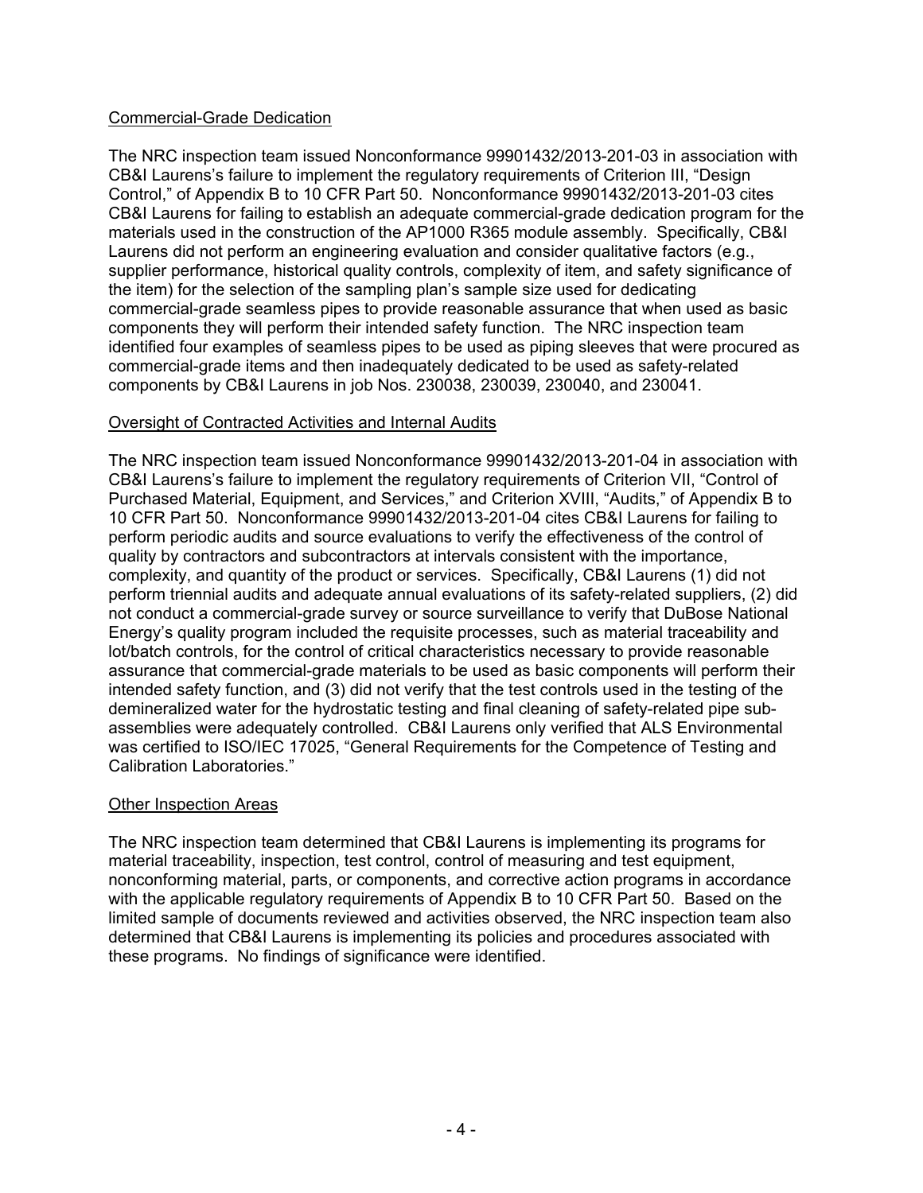## Commercial-Grade Dedication

The NRC inspection team issued Nonconformance 99901432/2013-201-03 in association with CB&I Laurens's failure to implement the regulatory requirements of Criterion III, "Design Control," of Appendix B to 10 CFR Part 50. Nonconformance 99901432/2013-201-03 cites CB&I Laurens for failing to establish an adequate commercial-grade dedication program for the materials used in the construction of the AP1000 R365 module assembly. Specifically, CB&I Laurens did not perform an engineering evaluation and consider qualitative factors (e.g., supplier performance, historical quality controls, complexity of item, and safety significance of the item) for the selection of the sampling plan's sample size used for dedicating commercial-grade seamless pipes to provide reasonable assurance that when used as basic components they will perform their intended safety function. The NRC inspection team identified four examples of seamless pipes to be used as piping sleeves that were procured as commercial-grade items and then inadequately dedicated to be used as safety-related components by CB&I Laurens in job Nos. 230038, 230039, 230040, and 230041.

## Oversight of Contracted Activities and Internal Audits

The NRC inspection team issued Nonconformance 99901432/2013-201-04 in association with CB&I Laurens's failure to implement the regulatory requirements of Criterion VII, "Control of Purchased Material, Equipment, and Services," and Criterion XVIII, "Audits," of Appendix B to 10 CFR Part 50. Nonconformance 99901432/2013-201-04 cites CB&I Laurens for failing to perform periodic audits and source evaluations to verify the effectiveness of the control of quality by contractors and subcontractors at intervals consistent with the importance, complexity, and quantity of the product or services. Specifically, CB&I Laurens (1) did not perform triennial audits and adequate annual evaluations of its safety-related suppliers, (2) did not conduct a commercial-grade survey or source surveillance to verify that DuBose National Energy's quality program included the requisite processes, such as material traceability and lot/batch controls, for the control of critical characteristics necessary to provide reasonable assurance that commercial-grade materials to be used as basic components will perform their intended safety function, and (3) did not verify that the test controls used in the testing of the demineralized water for the hydrostatic testing and final cleaning of safety-related pipe sub-assemblies were adequately controlled. CB&I Laurens only verified that ALS Environmental was certified to ISO/IEC 17025, "General Requirements for the Competence of Testing and Calibration Laboratories."

## Other Inspection Areas

The NRC inspection team determined that CB&I Laurens is implementing its programs for material traceability, inspection, test control, control of measuring and test equipment, nonconforming material, parts, or components, and corrective action programs in accordance with the applicable regulatory requirements of Appendix B to 10 CFR Part 50. Based on the limited sample of documents reviewed and activities observed, the NRC inspection team also determined that CB&I Laurens is implementing its policies and procedures associated with these programs. No findings of significance were identified.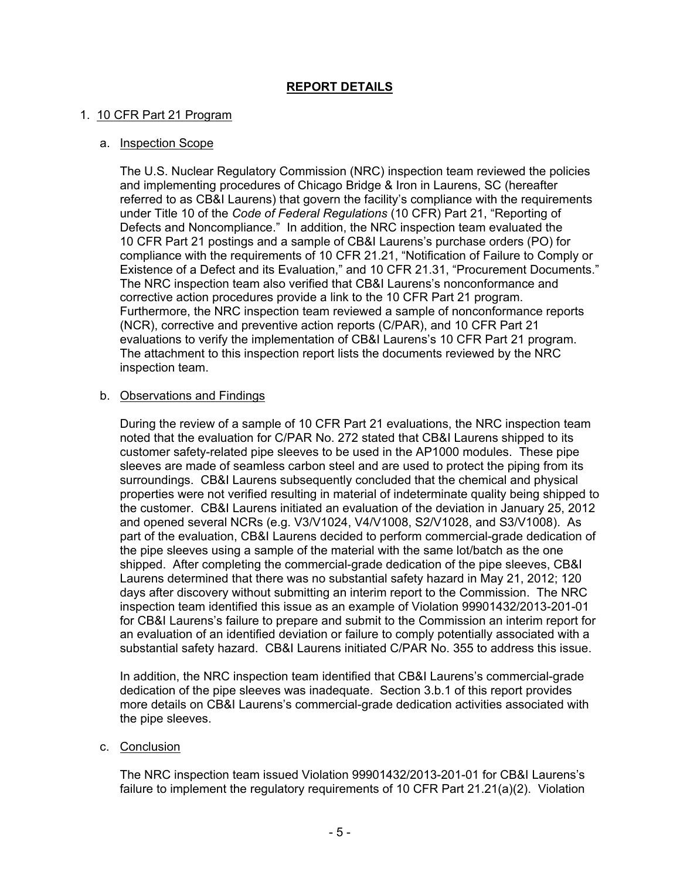## REPORT DETAILS

1. 10 CFR Part 21 Program

   a. Inspection Scope

   The U.S. Nuclear Regulatory Commission (NRC) inspection team reviewed the policies and implementing procedures of Chicago Bridge & Iron in Laurens, SC (hereafter referred to as CB&I Laurens) that govern the facility's compliance with the requirements under Title 10 of the *Code of Federal Regulations* (10 CFR) Part 21, "Reporting of Defects and Noncompliance." In addition, the NRC inspection team evaluated the 10 CFR Part 21 postings and a sample of CB&I Laurens's purchase orders (PO) for compliance with the requirements of 10 CFR 21.21, "Notification of Failure to Comply or Existence of a Defect and its Evaluation," and 10 CFR 21.31, "Procurement Documents." The NRC inspection team also verified that CB&I Laurens's nonconformance and corrective action procedures provide a link to the 10 CFR Part 21 program. Furthermore, the NRC inspection team reviewed a sample of nonconformance reports (NCR), corrective and preventive action reports (C/PAR), and 10 CFR Part 21 evaluations to verify the implementation of CB&I Laurens's 10 CFR Part 21 program. The attachment to this inspection report lists the documents reviewed by the NRC inspection team.

   b. Observations and Findings

   During the review of a sample of 10 CFR Part 21 evaluations, the NRC inspection team noted that the evaluation for C/PAR No. 272 stated that CB&I Laurens shipped to its customer safety-related pipe sleeves to be used in the AP1000 modules. These pipe sleeves are made of seamless carbon steel and are used to protect the piping from its surroundings. CB&I Laurens subsequently concluded that the chemical and physical properties were not verified resulting in material of indeterminate quality being shipped to the customer. CB&I Laurens initiated an evaluation of the deviation in January 25, 2012 and opened several NCRs (e.g. V3/V1024, V4/V1008, S2/V1028, and S3/V1008). As part of the evaluation, CB&I Laurens decided to perform commercial-grade dedication of the pipe sleeves using a sample of the material with the same lot/batch as the one shipped. After completing the commercial-grade dedication of the pipe sleeves, CB&I Laurens determined that there was no substantial safety hazard in May 21, 2012; 120 days after discovery without submitting an interim report to the Commission. The NRC inspection team identified this issue as an example of Violation 99901432/2013-201-01 for CB&I Laurens's failure to prepare and submit to the Commission an interim report for an evaluation of an identified deviation or failure to comply potentially associated with a substantial safety hazard. CB&I Laurens initiated C/PAR No. 355 to address this issue.

   In addition, the NRC inspection team identified that CB&I Laurens's commercial-grade dedication of the pipe sleeves was inadequate. Section 3.b.1 of this report provides more details on CB&I Laurens's commercial-grade dedication activities associated with the pipe sleeves.

   c. Conclusion

   The NRC inspection team issued Violation 99901432/2013-201-01 for CB&I Laurens's failure to implement the regulatory requirements of 10 CFR Part 21.21(a)(2). Violation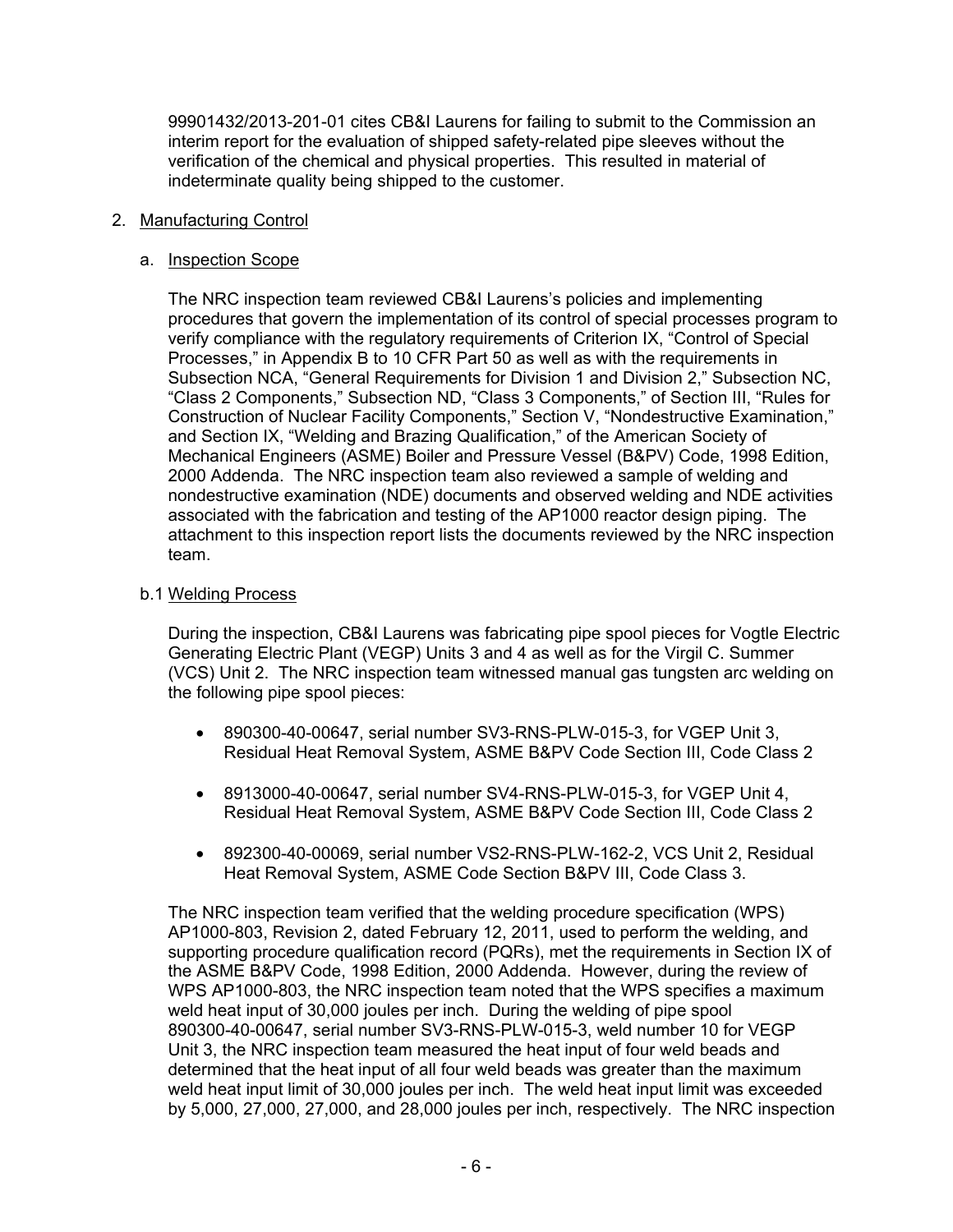99901432/2013-201-01 cites CB&I Laurens for failing to submit to the Commission an interim report for the evaluation of shipped safety-related pipe sleeves without the verification of the chemical and physical properties. This resulted in material of indeterminate quality being shipped to the customer.

2. Manufacturing Control

   a. Inspection Scope

   The NRC inspection team reviewed CB&I Laurens's policies and implementing procedures that govern the implementation of its control of special processes program to verify compliance with the regulatory requirements of Criterion IX, "Control of Special Processes," in Appendix B to 10 CFR Part 50 as well as with the requirements in Subsection NCA, "General Requirements for Division 1 and Division 2," Subsection NC, "Class 2 Components," Subsection ND, "Class 3 Components," of Section III, "Rules for Construction of Nuclear Facility Components," Section V, "Nondestructive Examination," and Section IX, "Welding and Brazing Qualification," of the American Society of Mechanical Engineers (ASME) Boiler and Pressure Vessel (B&PV) Code, 1998 Edition, 2000 Addenda. The NRC inspection team also reviewed a sample of welding and nondestructive examination (NDE) documents and observed welding and NDE activities associated with the fabrication and testing of the AP1000 reactor design piping. The attachment to this inspection report lists the documents reviewed by the NRC inspection team.

   b.1 Welding Process

   During the inspection, CB&I Laurens was fabricating pipe spool pieces for Vogtle Electric Generating Electric Plant (VEGP) Units 3 and 4 as well as for the Virgil C. Summer (VCS) Unit 2. The NRC inspection team witnessed manual gas tungsten arc welding on the following pipe spool pieces:

   - 890300-40-00647, serial number SV3-RNS-PLW-015-3, for VGEP Unit 3, Residual Heat Removal System, ASME B&PV Code Section III, Code Class 2
   - 8913000-40-00647, serial number SV4-RNS-PLW-015-3, for VGEP Unit 4, Residual Heat Removal System, ASME B&PV Code Section III, Code Class 2
   - 892300-40-00069, serial number VS2-RNS-PLW-162-2, VCS Unit 2, Residual Heat Removal System, ASME Code Section B&PV III, Code Class 3.

   The NRC inspection team verified that the welding procedure specification (WPS) AP1000-803, Revision 2, dated February 12, 2011, used to perform the welding, and supporting procedure qualification record (PQRs), met the requirements in Section IX of the ASME B&PV Code, 1998 Edition, 2000 Addenda. However, during the review of WPS AP1000-803, the NRC inspection team noted that the WPS specifies a maximum weld heat input of 30,000 joules per inch. During the welding of pipe spool 890300-40-00647, serial number SV3-RNS-PLW-015-3, weld number 10 for VEGP Unit 3, the NRC inspection team measured the heat input of four weld beads and determined that the heat input of all four weld beads was greater than the maximum weld heat input limit of 30,000 joules per inch. The weld heat input limit was exceeded by 5,000, 27,000, 27,000, and 28,000 joules per inch, respectively. The NRC inspection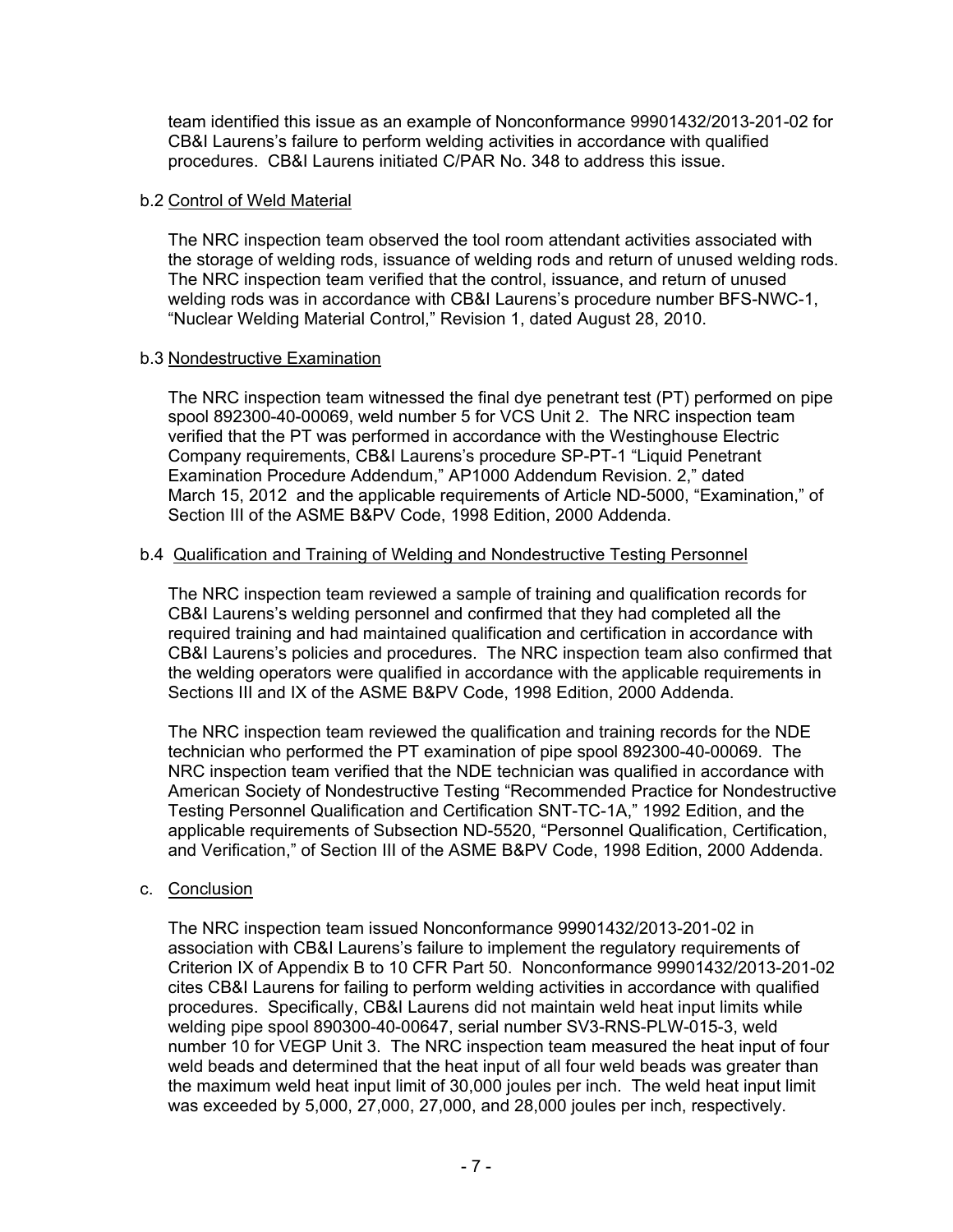team identified this issue as an example of Nonconformance 99901432/2013-201-02 for CB&I Laurens's failure to perform welding activities in accordance with qualified procedures. CB&I Laurens initiated C/PAR No. 348 to address this issue.

b.2 Control of Weld Material

The NRC inspection team observed the tool room attendant activities associated with the storage of welding rods, issuance of welding rods and return of unused welding rods. The NRC inspection team verified that the control, issuance, and return of unused welding rods was in accordance with CB&I Laurens's procedure number BFS-NWC-1, "Nuclear Welding Material Control," Revision 1, dated August 28, 2010.

b.3 Nondestructive Examination

The NRC inspection team witnessed the final dye penetrant test (PT) performed on pipe spool 892300-40-00069, weld number 5 for VCS Unit 2. The NRC inspection team verified that the PT was performed in accordance with the Westinghouse Electric Company requirements, CB&I Laurens's procedure SP-PT-1 "Liquid Penetrant Examination Procedure Addendum," AP1000 Addendum Revision. 2," dated March 15, 2012 and the applicable requirements of Article ND-5000, "Examination," of Section III of the ASME B&PV Code, 1998 Edition, 2000 Addenda.

b.4 Qualification and Training of Welding and Nondestructive Testing Personnel

The NRC inspection team reviewed a sample of training and qualification records for CB&I Laurens's welding personnel and confirmed that they had completed all the required training and had maintained qualification and certification in accordance with CB&I Laurens's policies and procedures. The NRC inspection team also confirmed that the welding operators were qualified in accordance with the applicable requirements in Sections III and IX of the ASME B&PV Code, 1998 Edition, 2000 Addenda.

The NRC inspection team reviewed the qualification and training records for the NDE technician who performed the PT examination of pipe spool 892300-40-00069. The NRC inspection team verified that the NDE technician was qualified in accordance with American Society of Nondestructive Testing "Recommended Practice for Nondestructive Testing Personnel Qualification and Certification SNT-TC-1A," 1992 Edition, and the applicable requirements of Subsection ND-5520, "Personnel Qualification, Certification, and Verification," of Section III of the ASME B&PV Code, 1998 Edition, 2000 Addenda.

c. Conclusion

The NRC inspection team issued Nonconformance 99901432/2013-201-02 in association with CB&I Laurens's failure to implement the regulatory requirements of Criterion IX of Appendix B to 10 CFR Part 50. Nonconformance 99901432/2013-201-02 cites CB&I Laurens for failing to perform welding activities in accordance with qualified procedures. Specifically, CB&I Laurens did not maintain weld heat input limits while welding pipe spool 890300-40-00647, serial number SV3-RNS-PLW-015-3, weld number 10 for VEGP Unit 3. The NRC inspection team measured the heat input of four weld beads and determined that the heat input of all four weld beads was greater than the maximum weld heat input limit of 30,000 joules per inch. The weld heat input limit was exceeded by 5,000, 27,000, 27,000, and 28,000 joules per inch, respectively.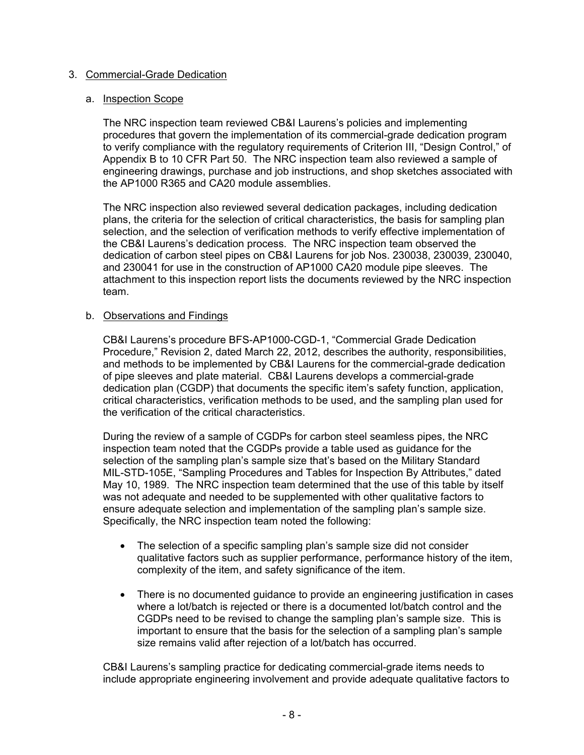## 3. Commercial-Grade Dedication

### a. Inspection Scope

The NRC inspection team reviewed CB&I Laurens's policies and implementing procedures that govern the implementation of its commercial-grade dedication program to verify compliance with the regulatory requirements of Criterion III, "Design Control," of Appendix B to 10 CFR Part 50. The NRC inspection team also reviewed a sample of engineering drawings, purchase and job instructions, and shop sketches associated with the AP1000 R365 and CA20 module assemblies.

The NRC inspection also reviewed several dedication packages, including dedication plans, the criteria for the selection of critical characteristics, the basis for sampling plan selection, and the selection of verification methods to verify effective implementation of the CB&I Laurens's dedication process. The NRC inspection team observed the dedication of carbon steel pipes on CB&I Laurens for job Nos. 230038, 230039, 230040, and 230041 for use in the construction of AP1000 CA20 module pipe sleeves. The attachment to this inspection report lists the documents reviewed by the NRC inspection team.

### b. Observations and Findings

CB&I Laurens's procedure BFS-AP1000-CGD-1, "Commercial Grade Dedication Procedure," Revision 2, dated March 22, 2012, describes the authority, responsibilities, and methods to be implemented by CB&I Laurens for the commercial-grade dedication of pipe sleeves and plate material. CB&I Laurens develops a commercial-grade dedication plan (CGDP) that documents the specific item's safety function, application, critical characteristics, verification methods to be used, and the sampling plan used for the verification of the critical characteristics.

During the review of a sample of CGDPs for carbon steel seamless pipes, the NRC inspection team noted that the CGDPs provide a table used as guidance for the selection of the sampling plan's sample size that's based on the Military Standard MIL-STD-105E, "Sampling Procedures and Tables for Inspection By Attributes," dated May 10, 1989. The NRC inspection team determined that the use of this table by itself was not adequate and needed to be supplemented with other qualitative factors to ensure adequate selection and implementation of the sampling plan's sample size. Specifically, the NRC inspection team noted the following:

- The selection of a specific sampling plan's sample size did not consider qualitative factors such as supplier performance, performance history of the item, complexity of the item, and safety significance of the item.

- There is no documented guidance to provide an engineering justification in cases where a lot/batch is rejected or there is a documented lot/batch control and the CGDPs need to be revised to change the sampling plan's sample size. This is important to ensure that the basis for the selection of a sampling plan's sample size remains valid after rejection of a lot/batch has occurred.

CB&I Laurens's sampling practice for dedicating commercial-grade items needs to include appropriate engineering involvement and provide adequate qualitative factors to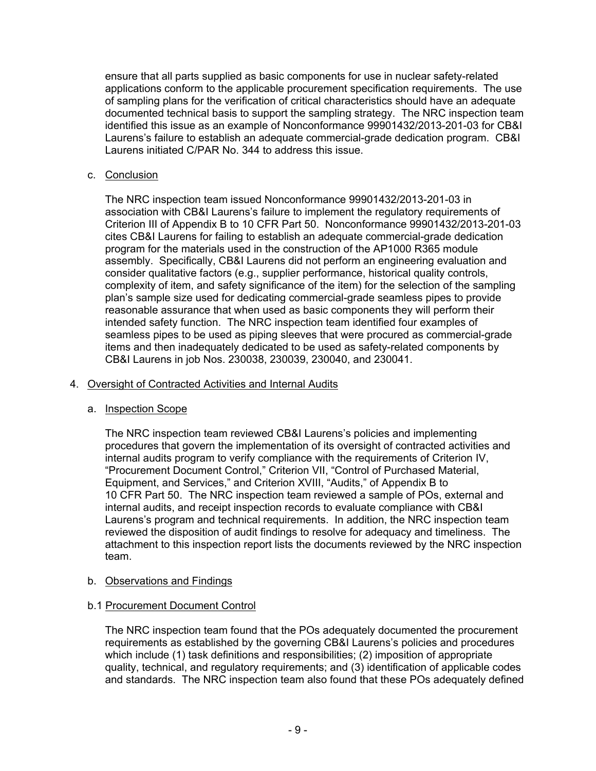ensure that all parts supplied as basic components for use in nuclear safety-related applications conform to the applicable procurement specification requirements. The use of sampling plans for the verification of critical characteristics should have an adequate documented technical basis to support the sampling strategy. The NRC inspection team identified this issue as an example of Nonconformance 99901432/2013-201-03 for CB&I Laurens's failure to establish an adequate commercial-grade dedication program. CB&I Laurens initiated C/PAR No. 344 to address this issue.

c. <u>Conclusion</u>

The NRC inspection team issued Nonconformance 99901432/2013-201-03 in association with CB&I Laurens's failure to implement the regulatory requirements of Criterion III of Appendix B to 10 CFR Part 50. Nonconformance 99901432/2013-201-03 cites CB&I Laurens for failing to establish an adequate commercial-grade dedication program for the materials used in the construction of the AP1000 R365 module assembly. Specifically, CB&I Laurens did not perform an engineering evaluation and consider qualitative factors (e.g., supplier performance, historical quality controls, complexity of item, and safety significance of the item) for the selection of the sampling plan's sample size used for dedicating commercial-grade seamless pipes to provide reasonable assurance that when used as basic components they will perform their intended safety function. The NRC inspection team identified four examples of seamless pipes to be used as piping sleeves that were procured as commercial-grade items and then inadequately dedicated to be used as safety-related components by CB&I Laurens in job Nos. 230038, 230039, 230040, and 230041.

4. <u>Oversight of Contracted Activities and Internal Audits</u>

a. <u>Inspection Scope</u>

The NRC inspection team reviewed CB&I Laurens's policies and implementing procedures that govern the implementation of its oversight of contracted activities and internal audits program to verify compliance with the requirements of Criterion IV, "Procurement Document Control," Criterion VII, "Control of Purchased Material, Equipment, and Services," and Criterion XVIII, "Audits," of Appendix B to 10 CFR Part 50. The NRC inspection team reviewed a sample of POs, external and internal audits, and receipt inspection records to evaluate compliance with CB&I Laurens's program and technical requirements. In addition, the NRC inspection team reviewed the disposition of audit findings to resolve for adequacy and timeliness. The attachment to this inspection report lists the documents reviewed by the NRC inspection team.

b. <u>Observations and Findings</u>

b.1 <u>Procurement Document Control</u>

The NRC inspection team found that the POs adequately documented the procurement requirements as established by the governing CB&I Laurens's policies and procedures which include (1) task definitions and responsibilities; (2) imposition of appropriate quality, technical, and regulatory requirements; and (3) identification of applicable codes and standards. The NRC inspection team also found that these POs adequately defined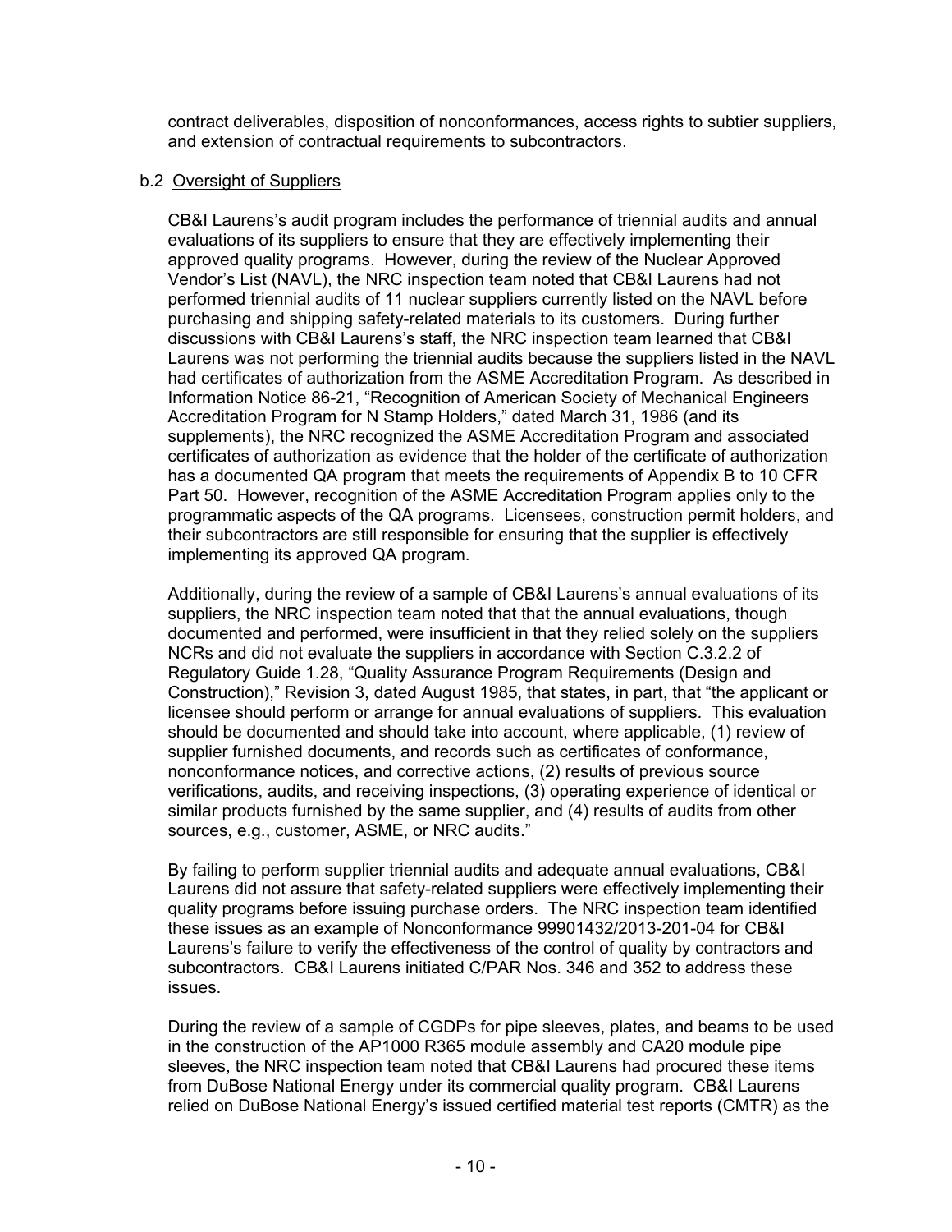contract deliverables, disposition of nonconformances, access rights to subtier suppliers, and extension of contractual requirements to subcontractors.

b.2 Oversight of Suppliers

CB&I Laurens's audit program includes the performance of triennial audits and annual evaluations of its suppliers to ensure that they are effectively implementing their approved quality programs. However, during the review of the Nuclear Approved Vendor's List (NAVL), the NRC inspection team noted that CB&I Laurens had not performed triennial audits of 11 nuclear suppliers currently listed on the NAVL before purchasing and shipping safety-related materials to its customers. During further discussions with CB&I Laurens's staff, the NRC inspection team learned that CB&I Laurens was not performing the triennial audits because the suppliers listed in the NAVL had certificates of authorization from the ASME Accreditation Program. As described in Information Notice 86-21, "Recognition of American Society of Mechanical Engineers Accreditation Program for N Stamp Holders," dated March 31, 1986 (and its supplements), the NRC recognized the ASME Accreditation Program and associated certificates of authorization as evidence that the holder of the certificate of authorization has a documented QA program that meets the requirements of Appendix B to 10 CFR Part 50. However, recognition of the ASME Accreditation Program applies only to the programmatic aspects of the QA programs. Licensees, construction permit holders, and their subcontractors are still responsible for ensuring that the supplier is effectively implementing its approved QA program.

Additionally, during the review of a sample of CB&I Laurens's annual evaluations of its suppliers, the NRC inspection team noted that that the annual evaluations, though documented and performed, were insufficient in that they relied solely on the suppliers NCRs and did not evaluate the suppliers in accordance with Section C.3.2.2 of Regulatory Guide 1.28, "Quality Assurance Program Requirements (Design and Construction)," Revision 3, dated August 1985, that states, in part, that "the applicant or licensee should perform or arrange for annual evaluations of suppliers. This evaluation should be documented and should take into account, where applicable, (1) review of supplier furnished documents, and records such as certificates of conformance, nonconformance notices, and corrective actions, (2) results of previous source verifications, audits, and receiving inspections, (3) operating experience of identical or similar products furnished by the same supplier, and (4) results of audits from other sources, e.g., customer, ASME, or NRC audits."

By failing to perform supplier triennial audits and adequate annual evaluations, CB&I Laurens did not assure that safety-related suppliers were effectively implementing their quality programs before issuing purchase orders. The NRC inspection team identified these issues as an example of Nonconformance 99901432/2013-201-04 for CB&I Laurens's failure to verify the effectiveness of the control of quality by contractors and subcontractors. CB&I Laurens initiated C/PAR Nos. 346 and 352 to address these issues.

During the review of a sample of CGDPs for pipe sleeves, plates, and beams to be used in the construction of the AP1000 R365 module assembly and CA20 module pipe sleeves, the NRC inspection team noted that CB&I Laurens had procured these items from DuBose National Energy under its commercial quality program. CB&I Laurens relied on DuBose National Energy's issued certified material test reports (CMTR) as the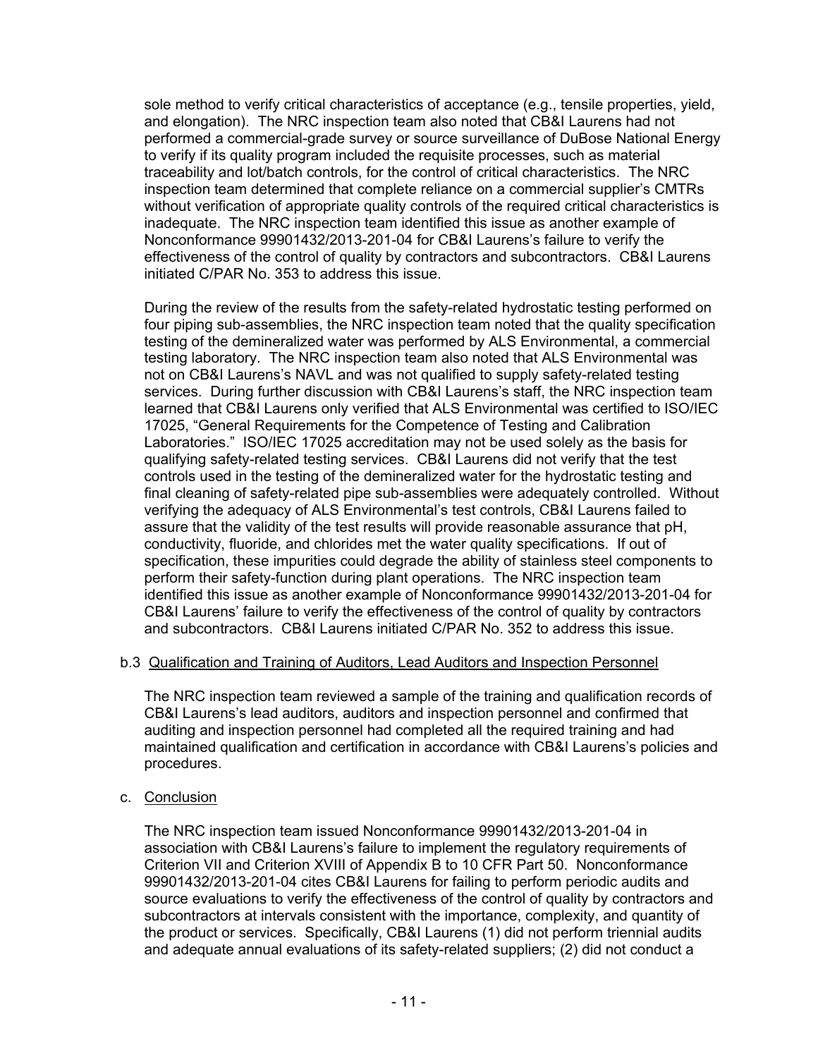sole method to verify critical characteristics of acceptance (e.g., tensile properties, yield, and elongation). The NRC inspection team also noted that CB&I Laurens had not performed a commercial-grade survey or source surveillance of DuBose National Energy to verify if its quality program included the requisite processes, such as material traceability and lot/batch controls, for the control of critical characteristics. The NRC inspection team determined that complete reliance on a commercial supplier's CMTRs without verification of appropriate quality controls of the required critical characteristics is inadequate. The NRC inspection team identified this issue as another example of Nonconformance 99901432/2013-201-04 for CB&I Laurens's failure to verify the effectiveness of the control of quality by contractors and subcontractors. CB&I Laurens initiated C/PAR No. 353 to address this issue.

During the review of the results from the safety-related hydrostatic testing performed on four piping sub-assemblies, the NRC inspection team noted that the quality specification testing of the demineralized water was performed by ALS Environmental, a commercial testing laboratory. The NRC inspection team also noted that ALS Environmental was not on CB&I Laurens's NAVL and was not qualified to supply safety-related testing services. During further discussion with CB&I Laurens's staff, the NRC inspection team learned that CB&I Laurens only verified that ALS Environmental was certified to ISO/IEC 17025, "General Requirements for the Competence of Testing and Calibration Laboratories." ISO/IEC 17025 accreditation may not be used solely as the basis for qualifying safety-related testing services. CB&I Laurens did not verify that the test controls used in the testing of the demineralized water for the hydrostatic testing and final cleaning of safety-related pipe sub-assemblies were adequately controlled. Without verifying the adequacy of ALS Environmental's test controls, CB&I Laurens failed to assure that the validity of the test results will provide reasonable assurance that pH, conductivity, fluoride, and chlorides met the water quality specifications. If out of specification, these impurities could degrade the ability of stainless steel components to perform their safety-function during plant operations. The NRC inspection team identified this issue as another example of Nonconformance 99901432/2013-201-04 for CB&I Laurens' failure to verify the effectiveness of the control of quality by contractors and subcontractors. CB&I Laurens initiated C/PAR No. 352 to address this issue.

b.3 Qualification and Training of Auditors, Lead Auditors and Inspection Personnel

The NRC inspection team reviewed a sample of the training and qualification records of CB&I Laurens's lead auditors, auditors and inspection personnel and confirmed that auditing and inspection personnel had completed all the required training and had maintained qualification and certification in accordance with CB&I Laurens's policies and procedures.

c. Conclusion

The NRC inspection team issued Nonconformance 99901432/2013-201-04 in association with CB&I Laurens's failure to implement the regulatory requirements of Criterion VII and Criterion XVIII of Appendix B to 10 CFR Part 50. Nonconformance 99901432/2013-201-04 cites CB&I Laurens for failing to perform periodic audits and source evaluations to verify the effectiveness of the control of quality by contractors and subcontractors at intervals consistent with the importance, complexity, and quantity of the product or services. Specifically, CB&I Laurens (1) did not perform triennial audits and adequate annual evaluations of its safety-related suppliers; (2) did not conduct a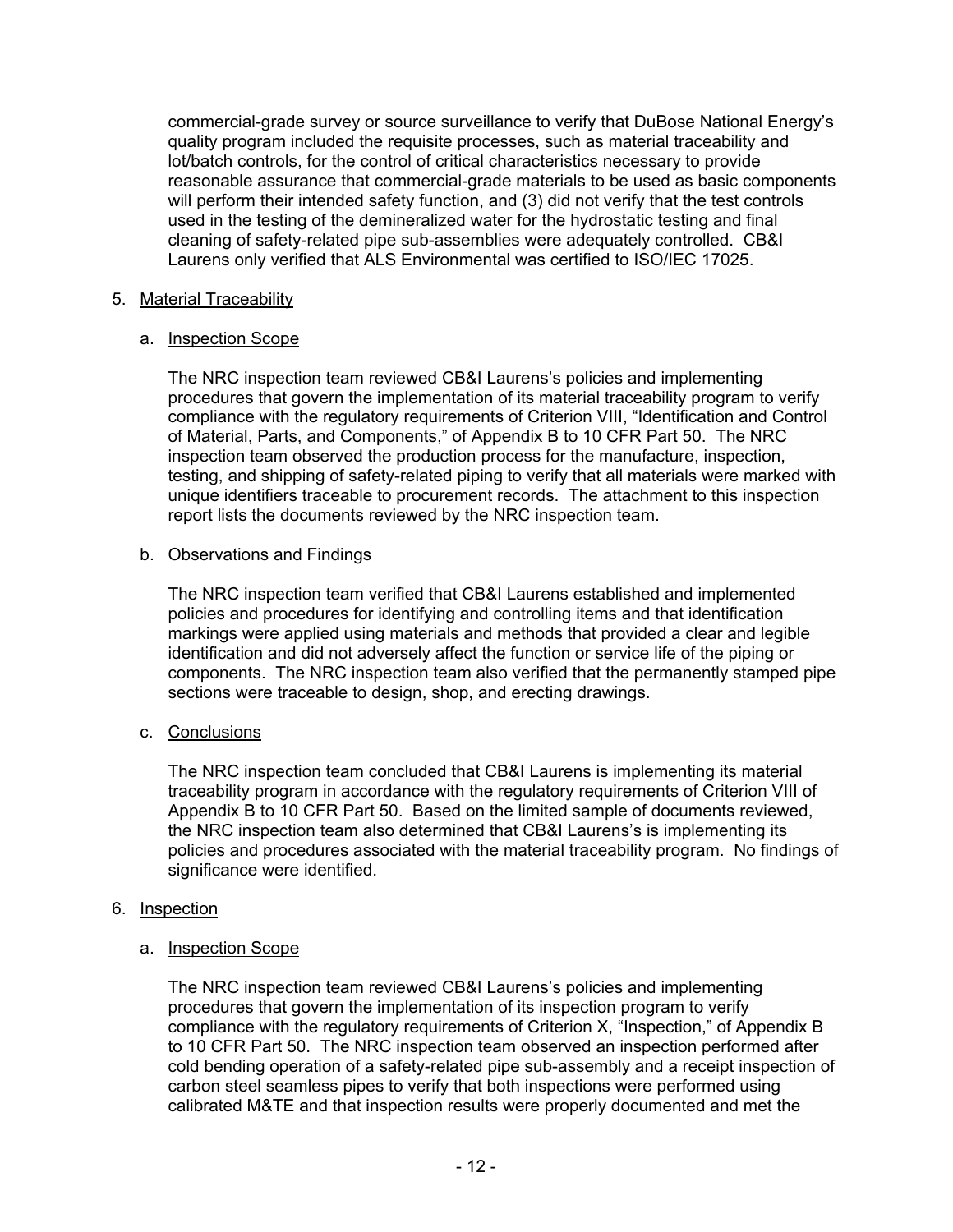commercial-grade survey or source surveillance to verify that DuBose National Energy's quality program included the requisite processes, such as material traceability and lot/batch controls, for the control of critical characteristics necessary to provide reasonable assurance that commercial-grade materials to be used as basic components will perform their intended safety function, and (3) did not verify that the test controls used in the testing of the demineralized water for the hydrostatic testing and final cleaning of safety-related pipe sub-assemblies were adequately controlled. CB&I Laurens only verified that ALS Environmental was certified to ISO/IEC 17025.

5. Material Traceability

   a. Inspection Scope

   The NRC inspection team reviewed CB&I Laurens's policies and implementing procedures that govern the implementation of its material traceability program to verify compliance with the regulatory requirements of Criterion VIII, "Identification and Control of Material, Parts, and Components," of Appendix B to 10 CFR Part 50. The NRC inspection team observed the production process for the manufacture, inspection, testing, and shipping of safety-related piping to verify that all materials were marked with unique identifiers traceable to procurement records. The attachment to this inspection report lists the documents reviewed by the NRC inspection team.

   b. Observations and Findings

   The NRC inspection team verified that CB&I Laurens established and implemented policies and procedures for identifying and controlling items and that identification markings were applied using materials and methods that provided a clear and legible identification and did not adversely affect the function or service life of the piping or components. The NRC inspection team also verified that the permanently stamped pipe sections were traceable to design, shop, and erecting drawings.

   c. Conclusions

   The NRC inspection team concluded that CB&I Laurens is implementing its material traceability program in accordance with the regulatory requirements of Criterion VIII of Appendix B to 10 CFR Part 50. Based on the limited sample of documents reviewed, the NRC inspection team also determined that CB&I Laurens's is implementing its policies and procedures associated with the material traceability program. No findings of significance were identified.

6. Inspection

   a. Inspection Scope

   The NRC inspection team reviewed CB&I Laurens's policies and implementing procedures that govern the implementation of its inspection program to verify compliance with the regulatory requirements of Criterion X, "Inspection," of Appendix B to 10 CFR Part 50. The NRC inspection team observed an inspection performed after cold bending operation of a safety-related pipe sub-assembly and a receipt inspection of carbon steel seamless pipes to verify that both inspections were performed using calibrated M&TE and that inspection results were properly documented and met the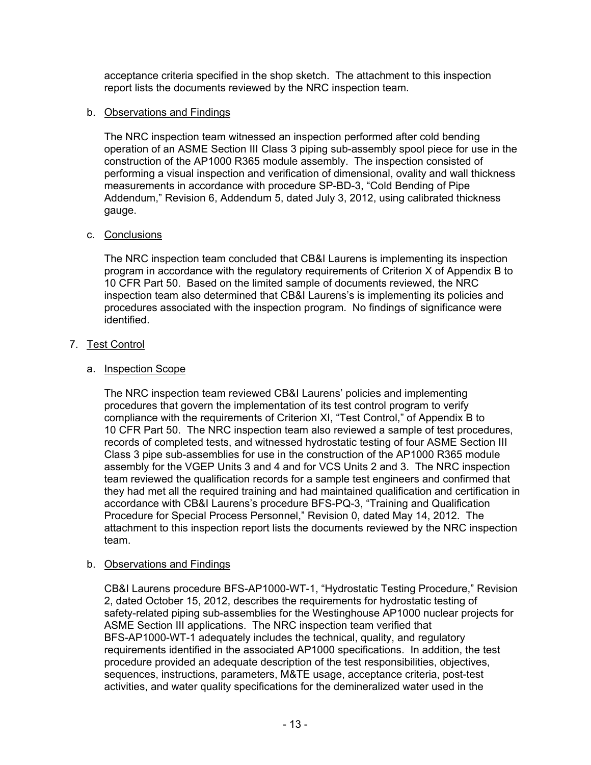acceptance criteria specified in the shop sketch. The attachment to this inspection report lists the documents reviewed by the NRC inspection team.

b. Observations and Findings

The NRC inspection team witnessed an inspection performed after cold bending operation of an ASME Section III Class 3 piping sub-assembly spool piece for use in the construction of the AP1000 R365 module assembly. The inspection consisted of performing a visual inspection and verification of dimensional, ovality and wall thickness measurements in accordance with procedure SP-BD-3, "Cold Bending of Pipe Addendum," Revision 6, Addendum 5, dated July 3, 2012, using calibrated thickness gauge.

c. Conclusions

The NRC inspection team concluded that CB&I Laurens is implementing its inspection program in accordance with the regulatory requirements of Criterion X of Appendix B to 10 CFR Part 50. Based on the limited sample of documents reviewed, the NRC inspection team also determined that CB&I Laurens's is implementing its policies and procedures associated with the inspection program. No findings of significance were identified.

7. Test Control

a. Inspection Scope

The NRC inspection team reviewed CB&I Laurens' policies and implementing procedures that govern the implementation of its test control program to verify compliance with the requirements of Criterion XI, "Test Control," of Appendix B to 10 CFR Part 50. The NRC inspection team also reviewed a sample of test procedures, records of completed tests, and witnessed hydrostatic testing of four ASME Section III Class 3 pipe sub-assemblies for use in the construction of the AP1000 R365 module assembly for the VGEP Units 3 and 4 and for VCS Units 2 and 3. The NRC inspection team reviewed the qualification records for a sample test engineers and confirmed that they had met all the required training and had maintained qualification and certification in accordance with CB&I Laurens's procedure BFS-PQ-3, "Training and Qualification Procedure for Special Process Personnel," Revision 0, dated May 14, 2012. The attachment to this inspection report lists the documents reviewed by the NRC inspection team.

b. Observations and Findings

CB&I Laurens procedure BFS-AP1000-WT-1, "Hydrostatic Testing Procedure," Revision 2, dated October 15, 2012, describes the requirements for hydrostatic testing of safety-related piping sub-assemblies for the Westinghouse AP1000 nuclear projects for ASME Section III applications. The NRC inspection team verified that BFS-AP1000-WT-1 adequately includes the technical, quality, and regulatory requirements identified in the associated AP1000 specifications. In addition, the test procedure provided an adequate description of the test responsibilities, objectives, sequences, instructions, parameters, M&TE usage, acceptance criteria, post-test activities, and water quality specifications for the demineralized water used in the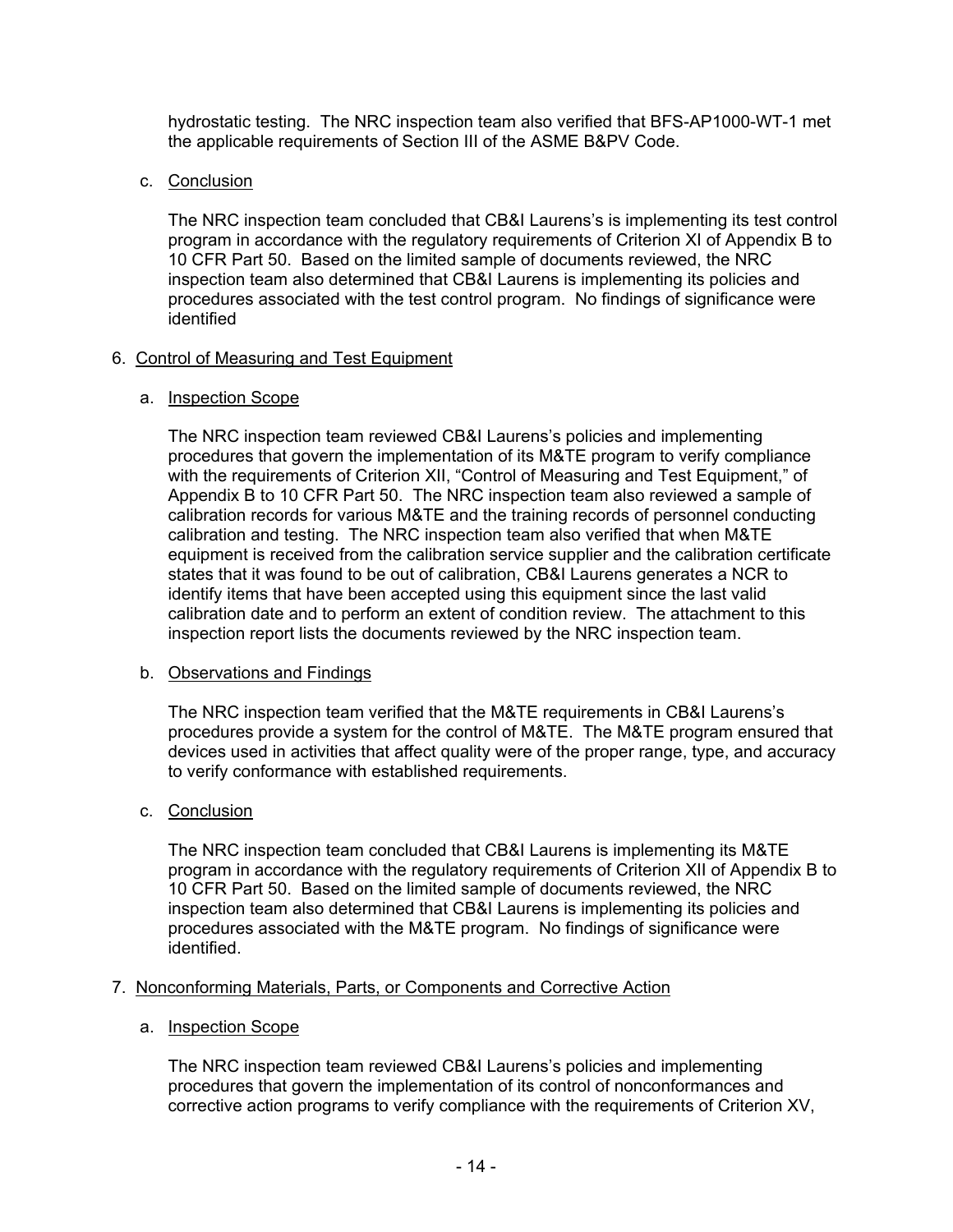hydrostatic testing. The NRC inspection team also verified that BFS-AP1000-WT-1 met the applicable requirements of Section III of the ASME B&PV Code.

c. Conclusion

The NRC inspection team concluded that CB&I Laurens's is implementing its test control program in accordance with the regulatory requirements of Criterion XI of Appendix B to 10 CFR Part 50. Based on the limited sample of documents reviewed, the NRC inspection team also determined that CB&I Laurens is implementing its policies and procedures associated with the test control program. No findings of significance were identified

6. Control of Measuring and Test Equipment

a. Inspection Scope

The NRC inspection team reviewed CB&I Laurens's policies and implementing procedures that govern the implementation of its M&TE program to verify compliance with the requirements of Criterion XII, "Control of Measuring and Test Equipment," of Appendix B to 10 CFR Part 50. The NRC inspection team also reviewed a sample of calibration records for various M&TE and the training records of personnel conducting calibration and testing. The NRC inspection team also verified that when M&TE equipment is received from the calibration service supplier and the calibration certificate states that it was found to be out of calibration, CB&I Laurens generates a NCR to identify items that have been accepted using this equipment since the last valid calibration date and to perform an extent of condition review. The attachment to this inspection report lists the documents reviewed by the NRC inspection team.

b. Observations and Findings

The NRC inspection team verified that the M&TE requirements in CB&I Laurens's procedures provide a system for the control of M&TE. The M&TE program ensured that devices used in activities that affect quality were of the proper range, type, and accuracy to verify conformance with established requirements.

c. Conclusion

The NRC inspection team concluded that CB&I Laurens is implementing its M&TE program in accordance with the regulatory requirements of Criterion XII of Appendix B to 10 CFR Part 50. Based on the limited sample of documents reviewed, the NRC inspection team also determined that CB&I Laurens is implementing its policies and procedures associated with the M&TE program. No findings of significance were identified.

7. Nonconforming Materials, Parts, or Components and Corrective Action

a. Inspection Scope

The NRC inspection team reviewed CB&I Laurens's policies and implementing procedures that govern the implementation of its control of nonconformances and corrective action programs to verify compliance with the requirements of Criterion XV,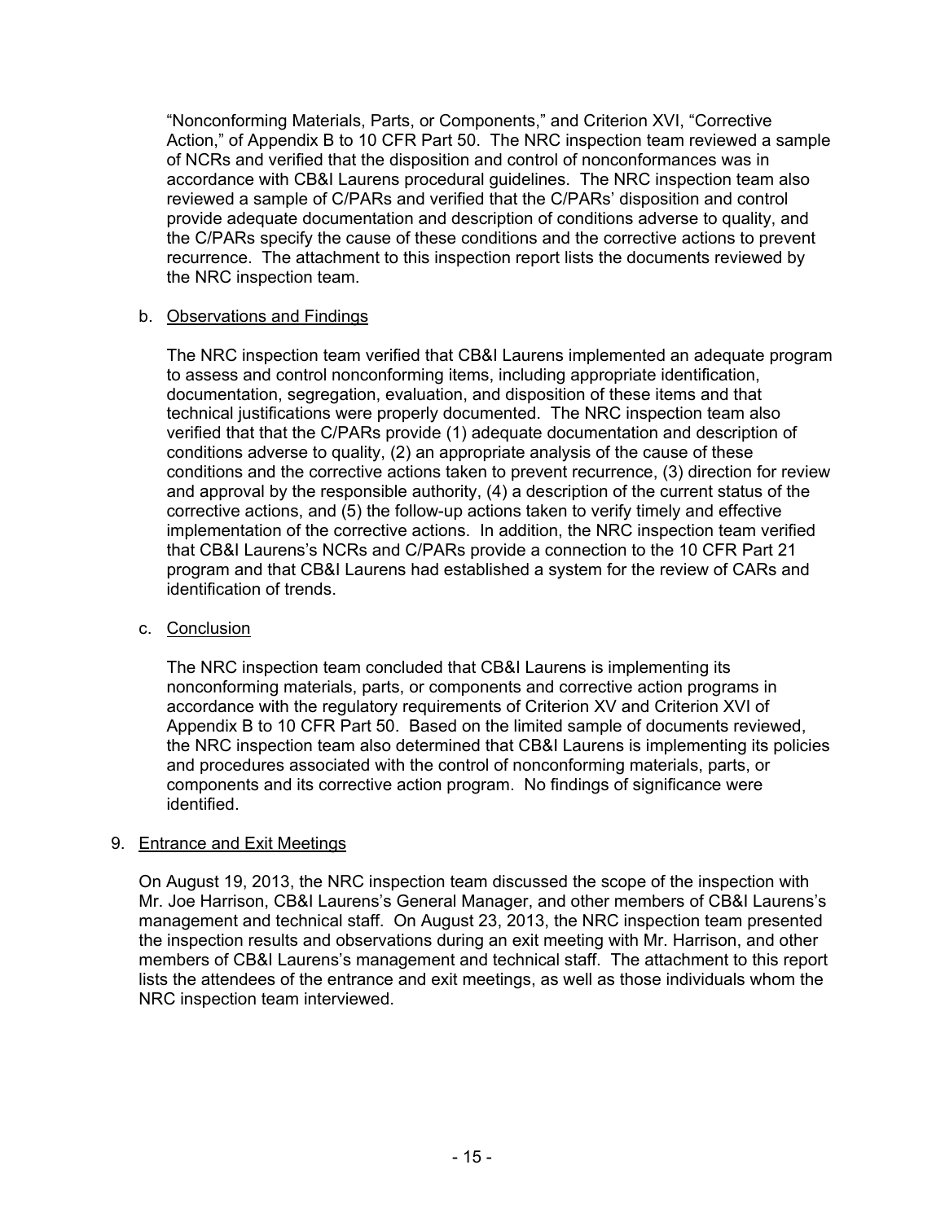"Nonconforming Materials, Parts, or Components," and Criterion XVI, "Corrective Action," of Appendix B to 10 CFR Part 50. The NRC inspection team reviewed a sample of NCRs and verified that the disposition and control of nonconformances was in accordance with CB&I Laurens procedural guidelines. The NRC inspection team also reviewed a sample of C/PARs and verified that the C/PARs' disposition and control provide adequate documentation and description of conditions adverse to quality, and the C/PARs specify the cause of these conditions and the corrective actions to prevent recurrence. The attachment to this inspection report lists the documents reviewed by the NRC inspection team.

b. Observations and Findings

The NRC inspection team verified that CB&I Laurens implemented an adequate program to assess and control nonconforming items, including appropriate identification, documentation, segregation, evaluation, and disposition of these items and that technical justifications were properly documented. The NRC inspection team also verified that that the C/PARs provide (1) adequate documentation and description of conditions adverse to quality, (2) an appropriate analysis of the cause of these conditions and the corrective actions taken to prevent recurrence, (3) direction for review and approval by the responsible authority, (4) a description of the current status of the corrective actions, and (5) the follow-up actions taken to verify timely and effective implementation of the corrective actions. In addition, the NRC inspection team verified that CB&I Laurens's NCRs and C/PARs provide a connection to the 10 CFR Part 21 program and that CB&I Laurens had established a system for the review of CARs and identification of trends.

c. Conclusion

The NRC inspection team concluded that CB&I Laurens is implementing its nonconforming materials, parts, or components and corrective action programs in accordance with the regulatory requirements of Criterion XV and Criterion XVI of Appendix B to 10 CFR Part 50. Based on the limited sample of documents reviewed, the NRC inspection team also determined that CB&I Laurens is implementing its policies and procedures associated with the control of nonconforming materials, parts, or components and its corrective action program. No findings of significance were identified.

9. Entrance and Exit Meetings

On August 19, 2013, the NRC inspection team discussed the scope of the inspection with Mr. Joe Harrison, CB&I Laurens's General Manager, and other members of CB&I Laurens's management and technical staff. On August 23, 2013, the NRC inspection team presented the inspection results and observations during an exit meeting with Mr. Harrison, and other members of CB&I Laurens's management and technical staff. The attachment to this report lists the attendees of the entrance and exit meetings, as well as those individuals whom the NRC inspection team interviewed.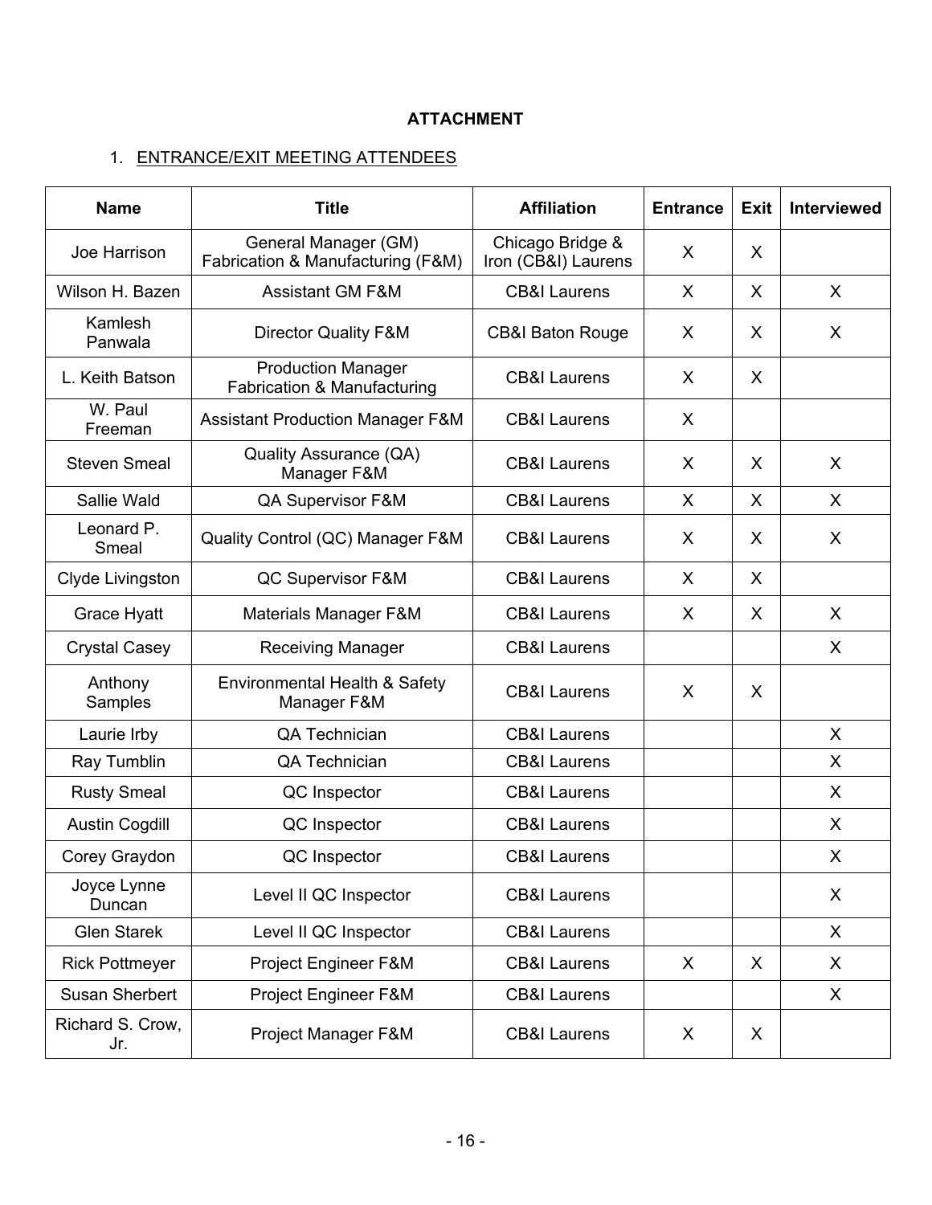**ATTACHMENT**

1. ENTRANCE/EXIT MEETING ATTENDEES

| Name | Title | Affiliation | Entrance | Exit | Interviewed |
|---|---|---|---|---|---|
| Joe Harrison | General Manager (GM) Fabrication & Manufacturing (F&M) | Chicago Bridge & Iron (CB&I) Laurens | X | X | |
| Wilson H. Bazen | Assistant GM F&M | CB&I Laurens | X | X | X |
| Kamlesh Panwala | Director Quality F&M | CB&I Baton Rouge | X | X | X |
| L. Keith Batson | Production Manager Fabrication & Manufacturing | CB&I Laurens | X | X | |
| W. Paul Freeman | Assistant Production Manager F&M | CB&I Laurens | X | | |
| Steven Smeal | Quality Assurance (QA) Manager F&M | CB&I Laurens | X | X | X |
| Sallie Wald | QA Supervisor F&M | CB&I Laurens | X | X | X |
| Leonard P. Smeal | Quality Control (QC) Manager F&M | CB&I Laurens | X | X | X |
| Clyde Livingston | QC Supervisor F&M | CB&I Laurens | X | X | |
| Grace Hyatt | Materials Manager F&M | CB&I Laurens | X | X | X |
| Crystal Casey | Receiving Manager | CB&I Laurens | | | X |
| Anthony Samples | Environmental Health & Safety Manager F&M | CB&I Laurens | X | X | |
| Laurie Irby | QA Technician | CB&I Laurens | | | X |
| Ray Tumblin | QA Technician | CB&I Laurens | | | X |
| Rusty Smeal | QC Inspector | CB&I Laurens | | | X |
| Austin Cogdill | QC Inspector | CB&I Laurens | | | X |
| Corey Graydon | QC Inspector | CB&I Laurens | | | X |
| Joyce Lynne Duncan | Level II QC Inspector | CB&I Laurens | | | X |
| Glen Starek | Level II QC Inspector | CB&I Laurens | | | X |
| Rick Pottmeyer | Project Engineer F&M | CB&I Laurens | X | X | X |
| Susan Sherbert | Project Engineer F&M | CB&I Laurens | | | X |
| Richard S. Crow, Jr. | Project Manager F&M | CB&I Laurens | X | X | |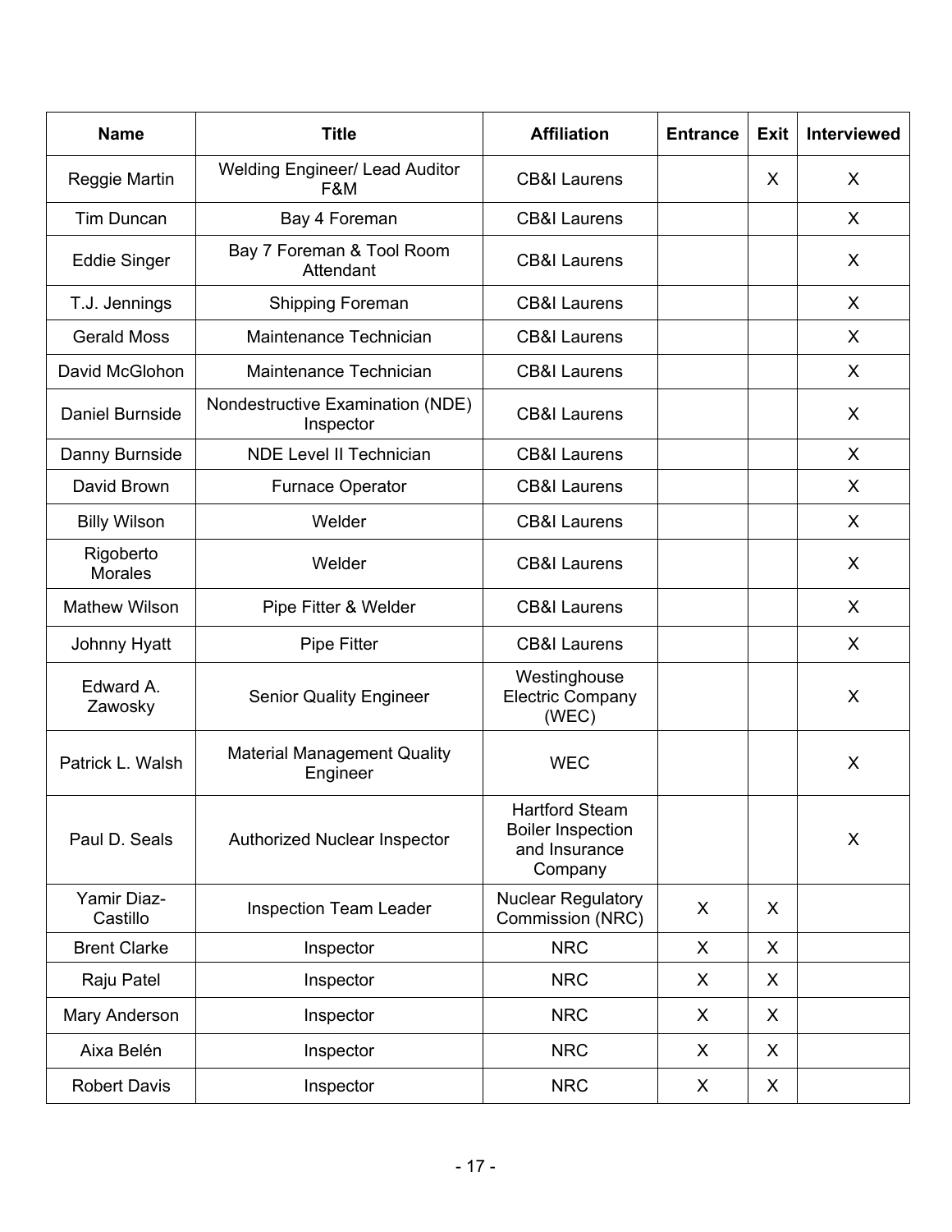| Name | Title | Affiliation | Entrance | Exit | Interviewed |
|---|---|---|---|---|---|
| Reggie Martin | Welding Engineer/ Lead Auditor F&M | CB&I Laurens | | X | X |
| Tim Duncan | Bay 4 Foreman | CB&I Laurens | | | X |
| Eddie Singer | Bay 7 Foreman & Tool Room Attendant | CB&I Laurens | | | X |
| T.J. Jennings | Shipping Foreman | CB&I Laurens | | | X |
| Gerald Moss | Maintenance Technician | CB&I Laurens | | | X |
| David McGlohon | Maintenance Technician | CB&I Laurens | | | X |
| Daniel Burnside | Nondestructive Examination (NDE) Inspector | CB&I Laurens | | | X |
| Danny Burnside | NDE Level II Technician | CB&I Laurens | | | X |
| David Brown | Furnace Operator | CB&I Laurens | | | X |
| Billy Wilson | Welder | CB&I Laurens | | | X |
| Rigoberto Morales | Welder | CB&I Laurens | | | X |
| Mathew Wilson | Pipe Fitter & Welder | CB&I Laurens | | | X |
| Johnny Hyatt | Pipe Fitter | CB&I Laurens | | | X |
| Edward A. Zawosky | Senior Quality Engineer | Westinghouse Electric Company (WEC) | | | X |
| Patrick L. Walsh | Material Management Quality Engineer | WEC | | | X |
| Paul D. Seals | Authorized Nuclear Inspector | Hartford Steam Boiler Inspection and Insurance Company | | | X |
| Yamir Diaz-Castillo | Inspection Team Leader | Nuclear Regulatory Commission (NRC) | X | X | |
| Brent Clarke | Inspector | NRC | X | X | |
| Raju Patel | Inspector | NRC | X | X | |
| Mary Anderson | Inspector | NRC | X | X | |
| Aixa Belén | Inspector | NRC | X | X | |
| Robert Davis | Inspector | NRC | X | X | |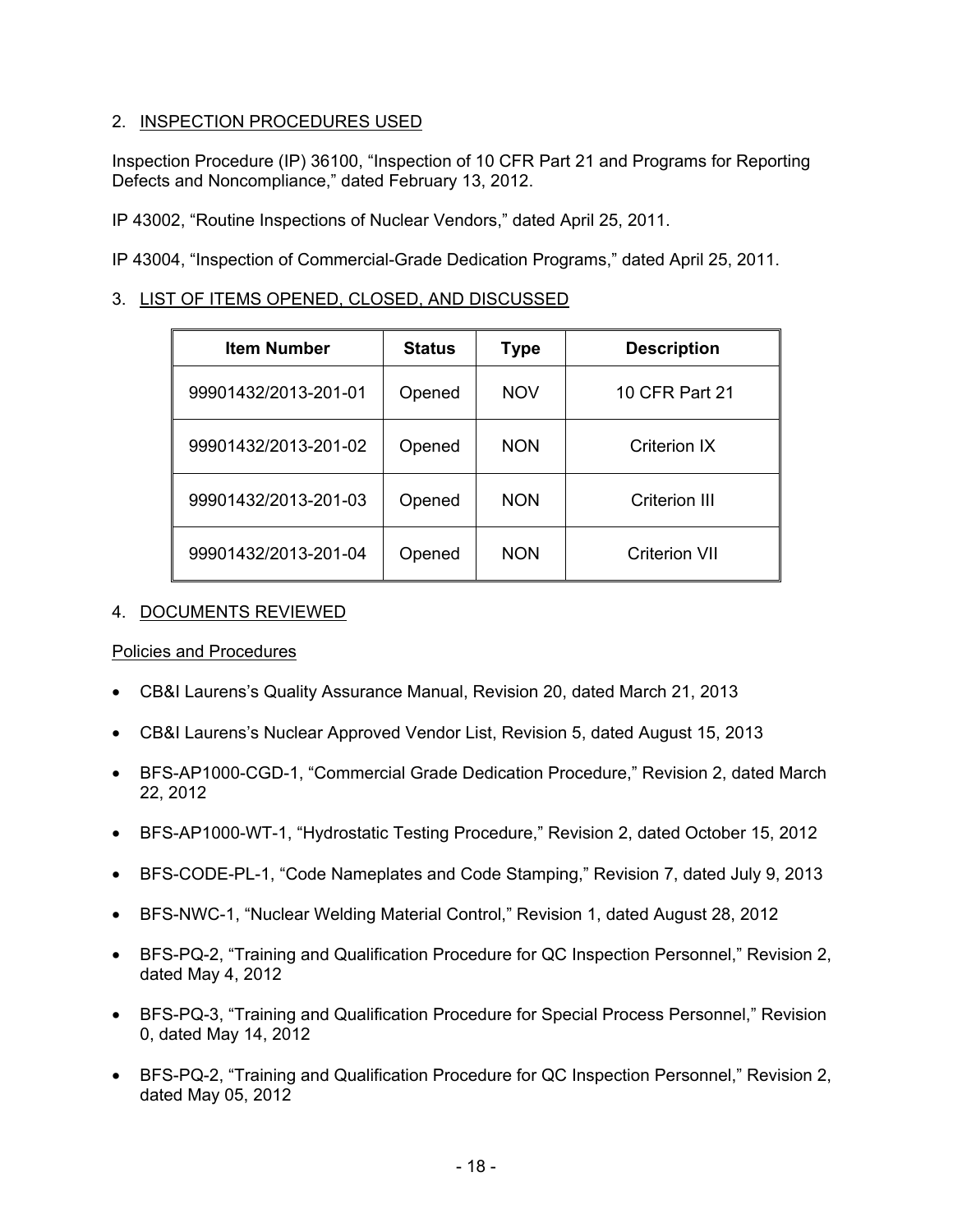## 2. INSPECTION PROCEDURES USED

Inspection Procedure (IP) 36100, "Inspection of 10 CFR Part 21 and Programs for Reporting Defects and Noncompliance," dated February 13, 2012.

IP 43002, "Routine Inspections of Nuclear Vendors," dated April 25, 2011.

IP 43004, "Inspection of Commercial-Grade Dedication Programs," dated April 25, 2011.

## 3. LIST OF ITEMS OPENED, CLOSED, AND DISCUSSED

| Item Number | Status | Type | Description |
|---|---|---|---|
| 99901432/2013-201-01 | Opened | NOV | 10 CFR Part 21 |
| 99901432/2013-201-02 | Opened | NON | Criterion IX |
| 99901432/2013-201-03 | Opened | NON | Criterion III |
| 99901432/2013-201-04 | Opened | NON | Criterion VII |

## 4. DOCUMENTS REVIEWED

### Policies and Procedures

- CB&I Laurens's Quality Assurance Manual, Revision 20, dated March 21, 2013
- CB&I Laurens's Nuclear Approved Vendor List, Revision 5, dated August 15, 2013
- BFS-AP1000-CGD-1, "Commercial Grade Dedication Procedure," Revision 2, dated March 22, 2012
- BFS-AP1000-WT-1, "Hydrostatic Testing Procedure," Revision 2, dated October 15, 2012
- BFS-CODE-PL-1, "Code Nameplates and Code Stamping," Revision 7, dated July 9, 2013
- BFS-NWC-1, "Nuclear Welding Material Control," Revision 1, dated August 28, 2012
- BFS-PQ-2, "Training and Qualification Procedure for QC Inspection Personnel," Revision 2, dated May 4, 2012
- BFS-PQ-3, "Training and Qualification Procedure for Special Process Personnel," Revision 0, dated May 14, 2012
- BFS-PQ-2, "Training and Qualification Procedure for QC Inspection Personnel," Revision 2, dated May 05, 2012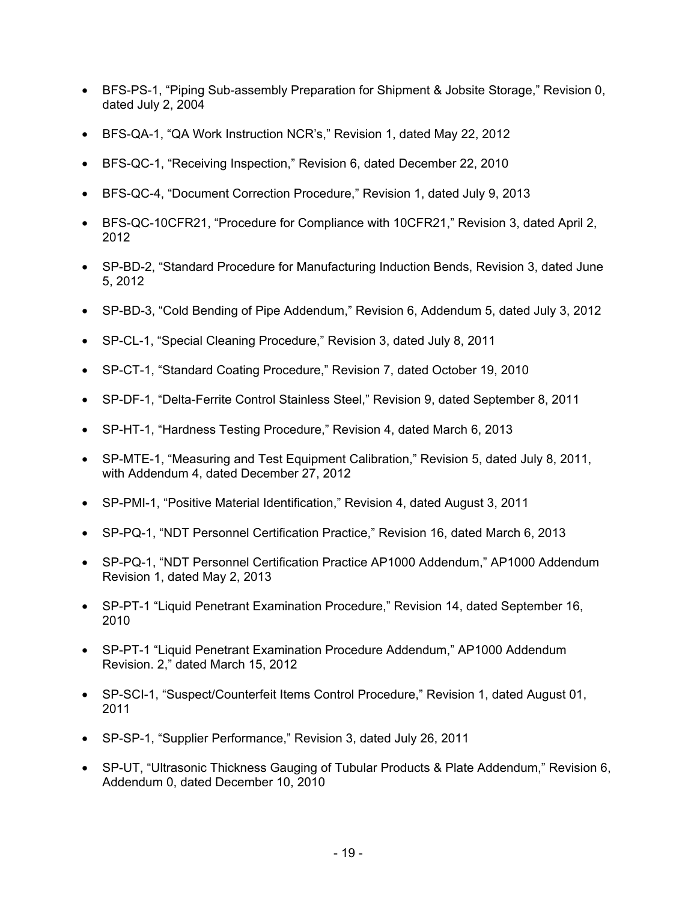- BFS-PS-1, "Piping Sub-assembly Preparation for Shipment & Jobsite Storage," Revision 0, dated July 2, 2004
- BFS-QA-1, "QA Work Instruction NCR's," Revision 1, dated May 22, 2012
- BFS-QC-1, "Receiving Inspection," Revision 6, dated December 22, 2010
- BFS-QC-4, "Document Correction Procedure," Revision 1, dated July 9, 2013
- BFS-QC-10CFR21, "Procedure for Compliance with 10CFR21," Revision 3, dated April 2, 2012
- SP-BD-2, "Standard Procedure for Manufacturing Induction Bends, Revision 3, dated June 5, 2012
- SP-BD-3, "Cold Bending of Pipe Addendum," Revision 6, Addendum 5, dated July 3, 2012
- SP-CL-1, "Special Cleaning Procedure," Revision 3, dated July 8, 2011
- SP-CT-1, "Standard Coating Procedure," Revision 7, dated October 19, 2010
- SP-DF-1, "Delta-Ferrite Control Stainless Steel," Revision 9, dated September 8, 2011
- SP-HT-1, "Hardness Testing Procedure," Revision 4, dated March 6, 2013
- SP-MTE-1, "Measuring and Test Equipment Calibration," Revision 5, dated July 8, 2011, with Addendum 4, dated December 27, 2012
- SP-PMI-1, "Positive Material Identification," Revision 4, dated August 3, 2011
- SP-PQ-1, "NDT Personnel Certification Practice," Revision 16, dated March 6, 2013
- SP-PQ-1, "NDT Personnel Certification Practice AP1000 Addendum," AP1000 Addendum Revision 1, dated May 2, 2013
- SP-PT-1 "Liquid Penetrant Examination Procedure," Revision 14, dated September 16, 2010
- SP-PT-1 "Liquid Penetrant Examination Procedure Addendum," AP1000 Addendum Revision. 2," dated March 15, 2012
- SP-SCI-1, "Suspect/Counterfeit Items Control Procedure," Revision 1, dated August 01, 2011
- SP-SP-1, "Supplier Performance," Revision 3, dated July 26, 2011
- SP-UT, "Ultrasonic Thickness Gauging of Tubular Products & Plate Addendum," Revision 6, Addendum 0, dated December 10, 2010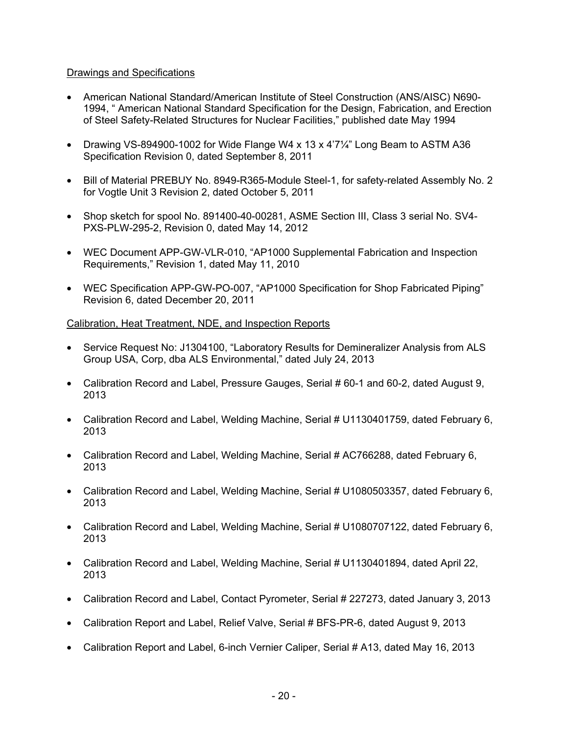Drawings and Specifications

- American National Standard/American Institute of Steel Construction (ANS/AISC) N690-1994, " American National Standard Specification for the Design, Fabrication, and Erection of Steel Safety-Related Structures for Nuclear Facilities," published date May 1994

- Drawing VS-894900-1002 for Wide Flange W4 x 13 x 4'7¼" Long Beam to ASTM A36 Specification Revision 0, dated September 8, 2011

- Bill of Material PREBUY No. 8949-R365-Module Steel-1, for safety-related Assembly No. 2 for Vogtle Unit 3 Revision 2, dated October 5, 2011

- Shop sketch for spool No. 891400-40-00281, ASME Section III, Class 3 serial No. SV4-PXS-PLW-295-2, Revision 0, dated May 14, 2012

- WEC Document APP-GW-VLR-010, "AP1000 Supplemental Fabrication and Inspection Requirements," Revision 1, dated May 11, 2010

- WEC Specification APP-GW-PO-007, "AP1000 Specification for Shop Fabricated Piping" Revision 6, dated December 20, 2011

Calibration, Heat Treatment, NDE, and Inspection Reports

- Service Request No: J1304100, "Laboratory Results for Demineralizer Analysis from ALS Group USA, Corp, dba ALS Environmental," dated July 24, 2013

- Calibration Record and Label, Pressure Gauges, Serial # 60-1 and 60-2, dated August 9, 2013

- Calibration Record and Label, Welding Machine, Serial # U1130401759, dated February 6, 2013

- Calibration Record and Label, Welding Machine, Serial # AC766288, dated February 6, 2013

- Calibration Record and Label, Welding Machine, Serial # U1080503357, dated February 6, 2013

- Calibration Record and Label, Welding Machine, Serial # U1080707122, dated February 6, 2013

- Calibration Record and Label, Welding Machine, Serial # U1130401894, dated April 22, 2013

- Calibration Record and Label, Contact Pyrometer, Serial # 227273, dated January 3, 2013

- Calibration Report and Label, Relief Valve, Serial # BFS-PR-6, dated August 9, 2013

- Calibration Report and Label, 6-inch Vernier Caliper, Serial # A13, dated May 16, 2013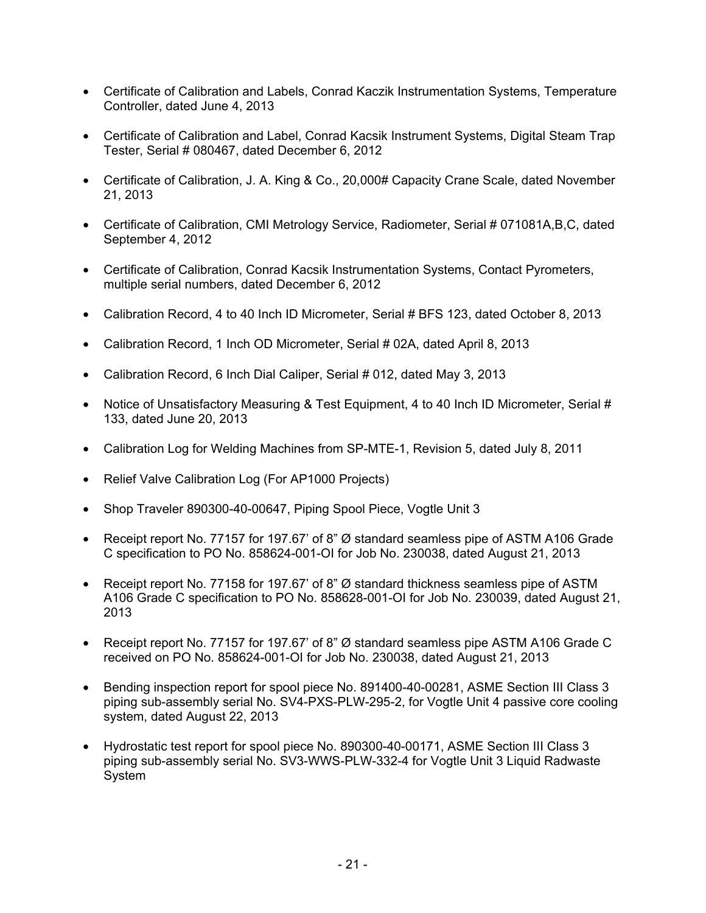- Certificate of Calibration and Labels, Conrad Kaczik Instrumentation Systems, Temperature Controller, dated June 4, 2013
- Certificate of Calibration and Label, Conrad Kacsik Instrument Systems, Digital Steam Trap Tester, Serial # 080467, dated December 6, 2012
- Certificate of Calibration, J. A. King & Co., 20,000# Capacity Crane Scale, dated November 21, 2013
- Certificate of Calibration, CMI Metrology Service, Radiometer, Serial # 071081A,B,C, dated September 4, 2012
- Certificate of Calibration, Conrad Kacsik Instrumentation Systems, Contact Pyrometers, multiple serial numbers, dated December 6, 2012
- Calibration Record, 4 to 40 Inch ID Micrometer, Serial # BFS 123, dated October 8, 2013
- Calibration Record, 1 Inch OD Micrometer, Serial # 02A, dated April 8, 2013
- Calibration Record, 6 Inch Dial Caliper, Serial # 012, dated May 3, 2013
- Notice of Unsatisfactory Measuring & Test Equipment, 4 to 40 Inch ID Micrometer, Serial # 133, dated June 20, 2013
- Calibration Log for Welding Machines from SP-MTE-1, Revision 5, dated July 8, 2011
- Relief Valve Calibration Log (For AP1000 Projects)
- Shop Traveler 890300-40-00647, Piping Spool Piece, Vogtle Unit 3
- Receipt report No. 77157 for 197.67' of 8" Ø standard seamless pipe of ASTM A106 Grade C specification to PO No. 858624-001-OI for Job No. 230038, dated August 21, 2013
- Receipt report No. 77158 for 197.67' of 8" Ø standard thickness seamless pipe of ASTM A106 Grade C specification to PO No. 858628-001-OI for Job No. 230039, dated August 21, 2013
- Receipt report No. 77157 for 197.67' of 8" Ø standard seamless pipe ASTM A106 Grade C received on PO No. 858624-001-OI for Job No. 230038, dated August 21, 2013
- Bending inspection report for spool piece No. 891400-40-00281, ASME Section III Class 3 piping sub-assembly serial No. SV4-PXS-PLW-295-2, for Vogtle Unit 4 passive core cooling system, dated August 22, 2013
- Hydrostatic test report for spool piece No. 890300-40-00171, ASME Section III Class 3 piping sub-assembly serial No. SV3-WWS-PLW-332-4 for Vogtle Unit 3 Liquid Radwaste System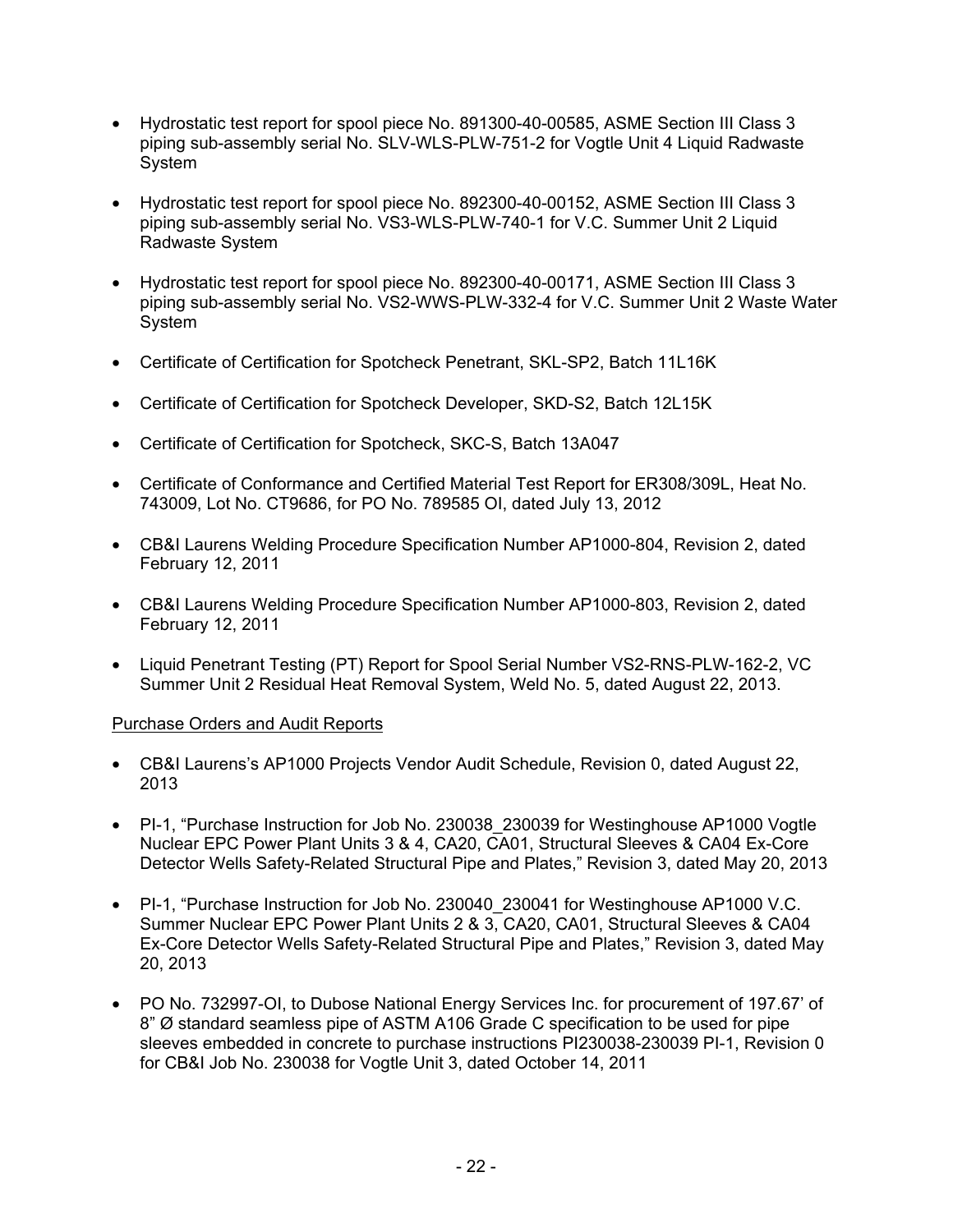- Hydrostatic test report for spool piece No. 891300-40-00585, ASME Section III Class 3 piping sub-assembly serial No. SLV-WLS-PLW-751-2 for Vogtle Unit 4 Liquid Radwaste System
- Hydrostatic test report for spool piece No. 892300-40-00152, ASME Section III Class 3 piping sub-assembly serial No. VS3-WLS-PLW-740-1 for V.C. Summer Unit 2 Liquid Radwaste System
- Hydrostatic test report for spool piece No. 892300-40-00171, ASME Section III Class 3 piping sub-assembly serial No. VS2-WWS-PLW-332-4 for V.C. Summer Unit 2 Waste Water System
- Certificate of Certification for Spotcheck Penetrant, SKL-SP2, Batch 11L16K
- Certificate of Certification for Spotcheck Developer, SKD-S2, Batch 12L15K
- Certificate of Certification for Spotcheck, SKC-S, Batch 13A047
- Certificate of Conformance and Certified Material Test Report for ER308/309L, Heat No. 743009, Lot No. CT9686, for PO No. 789585 OI, dated July 13, 2012
- CB&I Laurens Welding Procedure Specification Number AP1000-804, Revision 2, dated February 12, 2011
- CB&I Laurens Welding Procedure Specification Number AP1000-803, Revision 2, dated February 12, 2011
- Liquid Penetrant Testing (PT) Report for Spool Serial Number VS2-RNS-PLW-162-2, VC Summer Unit 2 Residual Heat Removal System, Weld No. 5, dated August 22, 2013.

Purchase Orders and Audit Reports

- CB&I Laurens's AP1000 Projects Vendor Audit Schedule, Revision 0, dated August 22, 2013
- PI-1, "Purchase Instruction for Job No. 230038_230039 for Westinghouse AP1000 Vogtle Nuclear EPC Power Plant Units 3 & 4, CA20, CA01, Structural Sleeves & CA04 Ex-Core Detector Wells Safety-Related Structural Pipe and Plates," Revision 3, dated May 20, 2013
- PI-1, "Purchase Instruction for Job No. 230040_230041 for Westinghouse AP1000 V.C. Summer Nuclear EPC Power Plant Units 2 & 3, CA20, CA01, Structural Sleeves & CA04 Ex-Core Detector Wells Safety-Related Structural Pipe and Plates," Revision 3, dated May 20, 2013
- PO No. 732997-OI, to Dubose National Energy Services Inc. for procurement of 197.67' of 8" Ø standard seamless pipe of ASTM A106 Grade C specification to be used for pipe sleeves embedded in concrete to purchase instructions PI230038-230039 PI-1, Revision 0 for CB&I Job No. 230038 for Vogtle Unit 3, dated October 14, 2011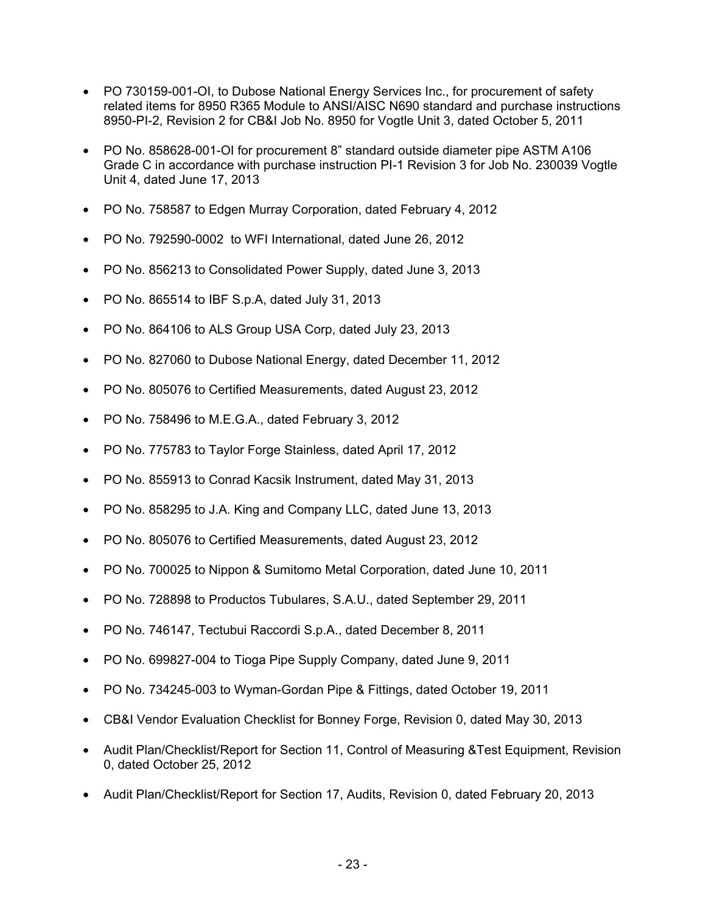- PO 730159-001-OI, to Dubose National Energy Services Inc., for procurement of safety related items for 8950 R365 Module to ANSI/AISC N690 standard and purchase instructions 8950-PI-2, Revision 2 for CB&I Job No. 8950 for Vogtle Unit 3, dated October 5, 2011
- PO No. 858628-001-OI for procurement 8" standard outside diameter pipe ASTM A106 Grade C in accordance with purchase instruction PI-1 Revision 3 for Job No. 230039 Vogtle Unit 4, dated June 17, 2013
- PO No. 758587 to Edgen Murray Corporation, dated February 4, 2012
- PO No. 792590-0002 to WFI International, dated June 26, 2012
- PO No. 856213 to Consolidated Power Supply, dated June 3, 2013
- PO No. 865514 to IBF S.p.A, dated July 31, 2013
- PO No. 864106 to ALS Group USA Corp, dated July 23, 2013
- PO No. 827060 to Dubose National Energy, dated December 11, 2012
- PO No. 805076 to Certified Measurements, dated August 23, 2012
- PO No. 758496 to M.E.G.A., dated February 3, 2012
- PO No. 775783 to Taylor Forge Stainless, dated April 17, 2012
- PO No. 855913 to Conrad Kacsik Instrument, dated May 31, 2013
- PO No. 858295 to J.A. King and Company LLC, dated June 13, 2013
- PO No. 805076 to Certified Measurements, dated August 23, 2012
- PO No. 700025 to Nippon & Sumitomo Metal Corporation, dated June 10, 2011
- PO No. 728898 to Productos Tubulares, S.A.U., dated September 29, 2011
- PO No. 746147, Tectubui Raccordi S.p.A., dated December 8, 2011
- PO No. 699827-004 to Tioga Pipe Supply Company, dated June 9, 2011
- PO No. 734245-003 to Wyman-Gordan Pipe & Fittings, dated October 19, 2011
- CB&I Vendor Evaluation Checklist for Bonney Forge, Revision 0, dated May 30, 2013
- Audit Plan/Checklist/Report for Section 11, Control of Measuring &Test Equipment, Revision 0, dated October 25, 2012
- Audit Plan/Checklist/Report for Section 17, Audits, Revision 0, dated February 20, 2013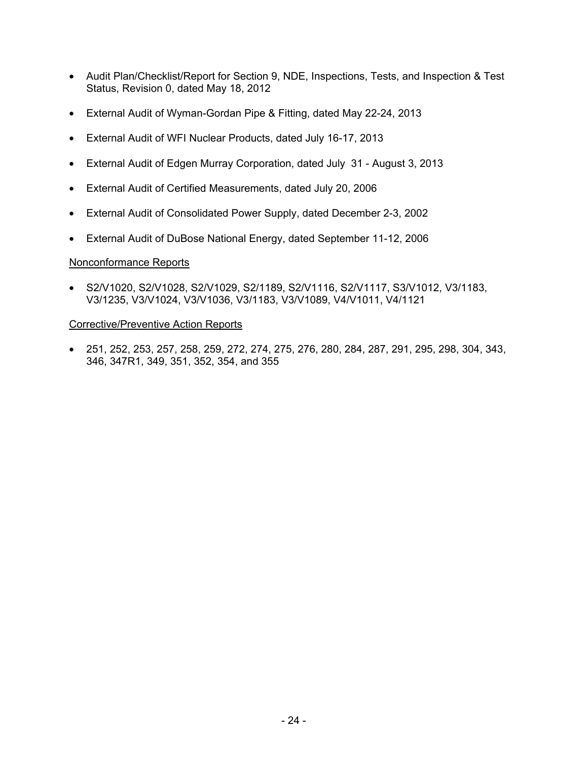- Audit Plan/Checklist/Report for Section 9, NDE, Inspections, Tests, and Inspection & Test Status, Revision 0, dated May 18, 2012
- External Audit of Wyman-Gordan Pipe & Fitting, dated May 22-24, 2013
- External Audit of WFI Nuclear Products, dated July 16-17, 2013
- External Audit of Edgen Murray Corporation, dated July 31 - August 3, 2013
- External Audit of Certified Measurements, dated July 20, 2006
- External Audit of Consolidated Power Supply, dated December 2-3, 2002
- External Audit of DuBose National Energy, dated September 11-12, 2006

Nonconformance Reports

- S2/V1020, S2/V1028, S2/V1029, S2/1189, S2/V1116, S2/V1117, S3/V1012, V3/1183, V3/1235, V3/V1024, V3/V1036, V3/1183, V3/V1089, V4/V1011, V4/1121

Corrective/Preventive Action Reports

- 251, 252, 253, 257, 258, 259, 272, 274, 275, 276, 280, 284, 287, 291, 295, 298, 304, 343, 346, 347R1, 349, 351, 352, 354, and 355